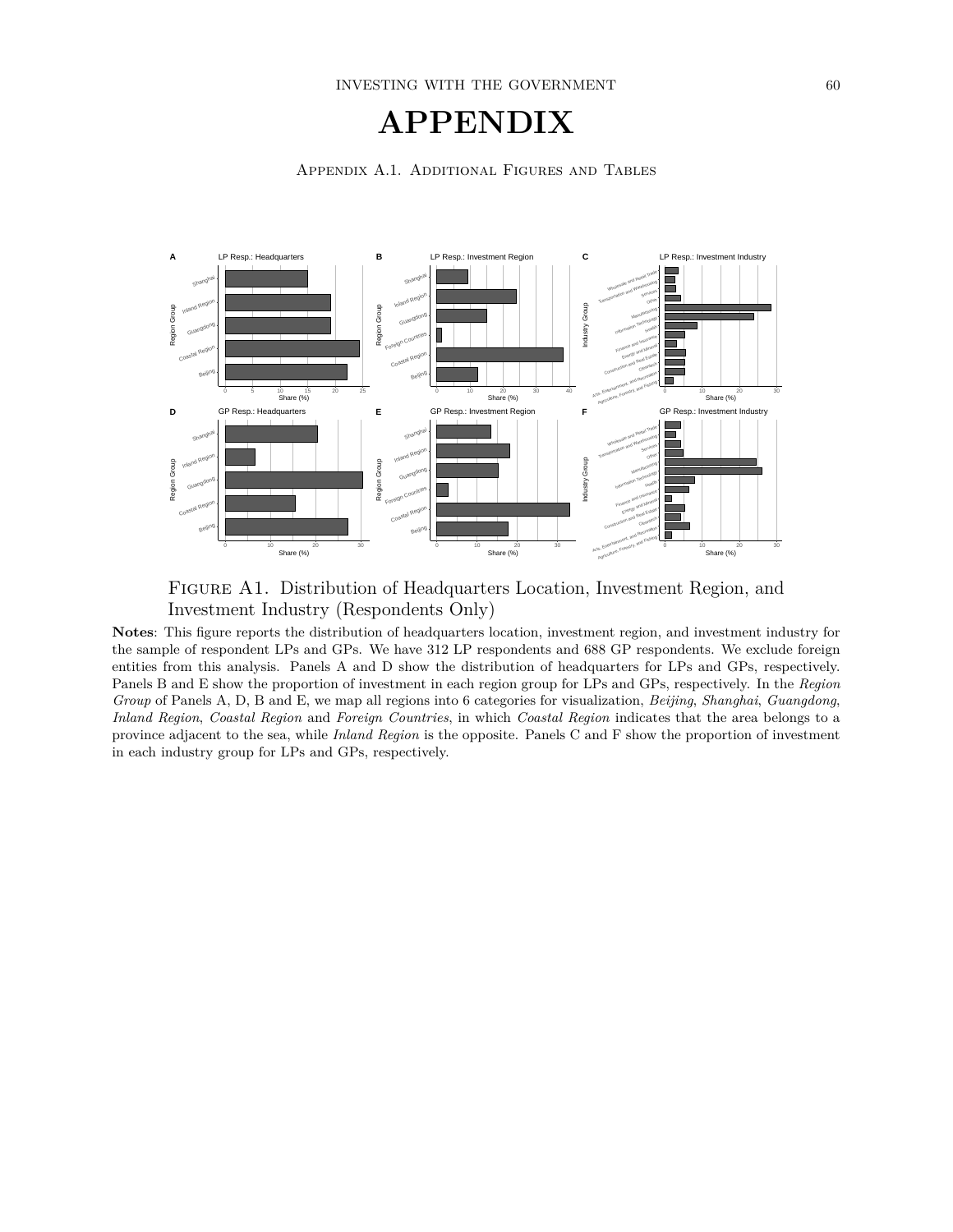# APPENDIX

## Appendix A.1. Additional Figures and Tables

Figure A1. Distribution of Headquarters Location, Investment Region, and Investment Industry (Respondents Only)

**Notes**: This figure reports the distribution of headquarters location, investment region, and investment industry for the sample of respondent LPs and GPs. We have 312 LP respondents and 688 GP respondents. We exclude foreign entities from this analysis. Panels A and D show the distribution of headquarters for LPs and GPs, respectively. Panels B and E show the proportion of investment in each region group for LPs and GPs, respectively. In the *Region Group* of Panels A, D, B and E, we map all regions into 6 categories for visualization, *Beijing*, *Shanghai*, *Guangdong*, *Inland Region*, *Coastal Region* and *Foreign Countries*, in which *Coastal Region* indicates that the area belongs to a province adjacent to the sea, while *Inland Region* is the opposite. Panels C and F show the proportion of investment in each industry group for LPs and GPs, respectively.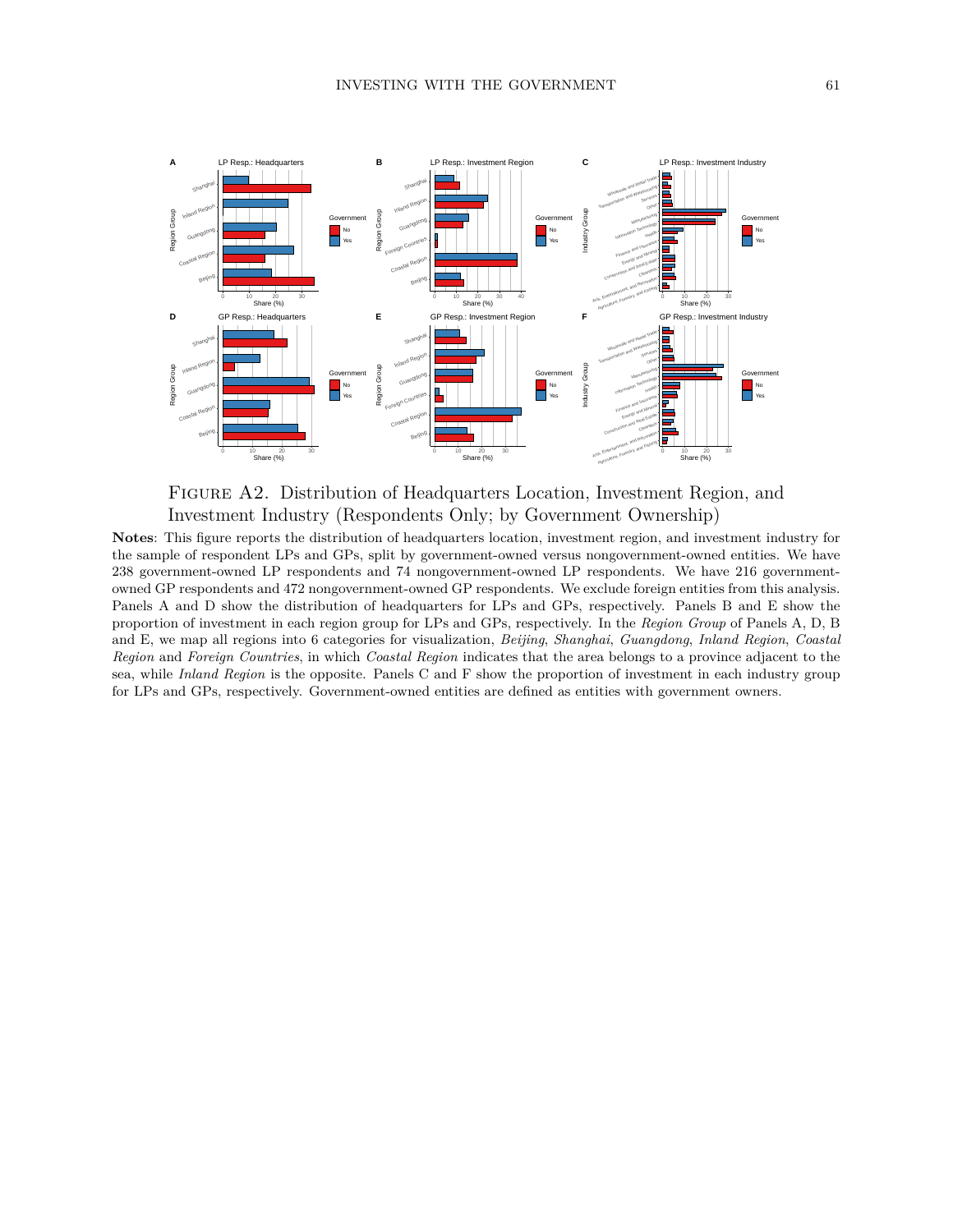Figure A2. Distribution of Headquarters Location, Investment Region, and Investment Industry (Respondents Only; by Government Ownership)

**Notes**: This figure reports the distribution of headquarters location, investment region, and investment industry for the sample of respondent LPs and GPs, split by government-owned versus nongovernment-owned entities. We have 238 government-owned LP respondents and 74 nongovernment-owned LP respondents. We have 216 government-owned GP respondents and 472 nongovernment-owned GP respondents. We exclude foreign entities from this analysis. Panels A and D show the distribution of headquarters for LPs and GPs, respectively. Panels B and E show the proportion of investment in each region group for LPs and GPs, respectively. In the *Region Group* of Panels A, D, B and E, we map all regions into 6 categories for visualization, *Beijing*, *Shanghai*, *Guangdong*, *Inland Region*, *Coastal Region* and *Foreign Countries*, in which *Coastal Region* indicates that the area belongs to a province adjacent to the sea, while *Inland Region* is the opposite. Panels C and F show the proportion of investment in each industry group for LPs and GPs, respectively. Government-owned entities are defined as entities with government owners.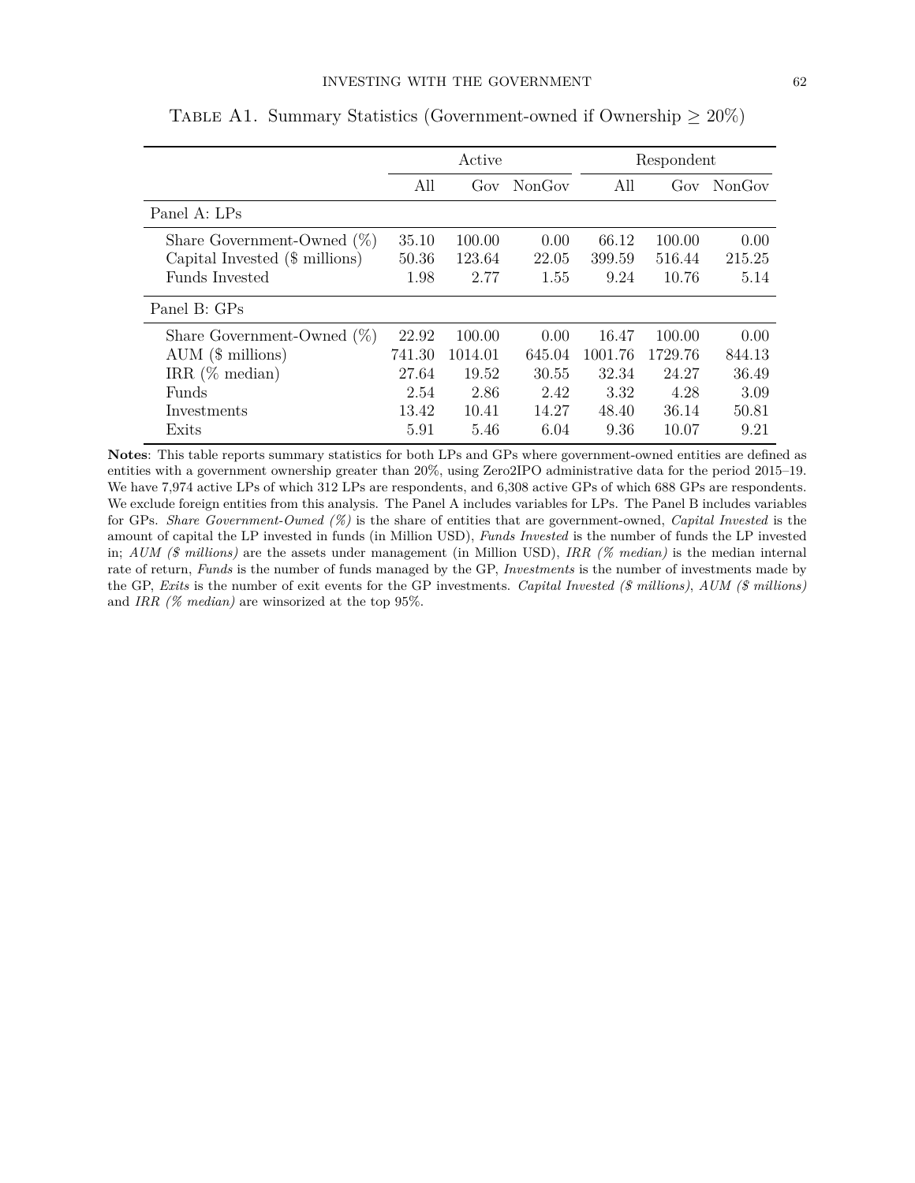Table A1. Summary Statistics (Government-owned if Ownership $\geq 20\%$)

| | Active | | | Respondent | | |
|---|---|---|---|---|---|---|
| | All | Gov | NonGov | All | Gov | NonGov |
| **Panel A: LPs** | | | | | | |
| Share Government-Owned (%) | 35.10 | 100.00 | 0.00 | 66.12 | 100.00 | 0.00 |
| Capital Invested ($ millions) | 50.36 | 123.64 | 22.05 | 399.59 | 516.44 | 215.25 |
| Funds Invested | 1.98 | 2.77 | 1.55 | 9.24 | 10.76 | 5.14 |
| **Panel B: GPs** | | | | | | |
| Share Government-Owned (%) | 22.92 | 100.00 | 0.00 | 16.47 | 100.00 | 0.00 |
| AUM ($ millions) | 741.30 | 1014.01 | 645.04 | 1001.76 | 1729.76 | 844.13 |
| IRR (% median) | 27.64 | 19.52 | 30.55 | 32.34 | 24.27 | 36.49 |
| Funds | 2.54 | 2.86 | 2.42 | 3.32 | 4.28 | 3.09 |
| Investments | 13.42 | 10.41 | 14.27 | 48.40 | 36.14 | 50.81 |
| Exits | 5.91 | 5.46 | 6.04 | 9.36 | 10.07 | 9.21 |

**Notes**: This table reports summary statistics for both LPs and GPs where government-owned entities are defined as entities with a government ownership greater than 20%, using Zero2IPO administrative data for the period 2015–19. We have 7,974 active LPs of which 312 LPs are respondents, and 6,308 active GPs of which 688 GPs are respondents. We exclude foreign entities from this analysis. The Panel A includes variables for LPs. The Panel B includes variables for GPs. *Share Government-Owned (%)* is the share of entities that are government-owned, *Capital Invested* is the amount of capital the LP invested in funds (in Million USD), *Funds Invested* is the number of funds the LP invested in; *AUM ($ millions)* are the assets under management (in Million USD), *IRR (% median)* is the median internal rate of return, *Funds* is the number of funds managed by the GP, *Investments* is the number of investments made by the GP, *Exits* is the number of exit events for the GP investments. *Capital Invested ($ millions)*, *AUM ($ millions)* and *IRR (% median)* are winsorized at the top 95%.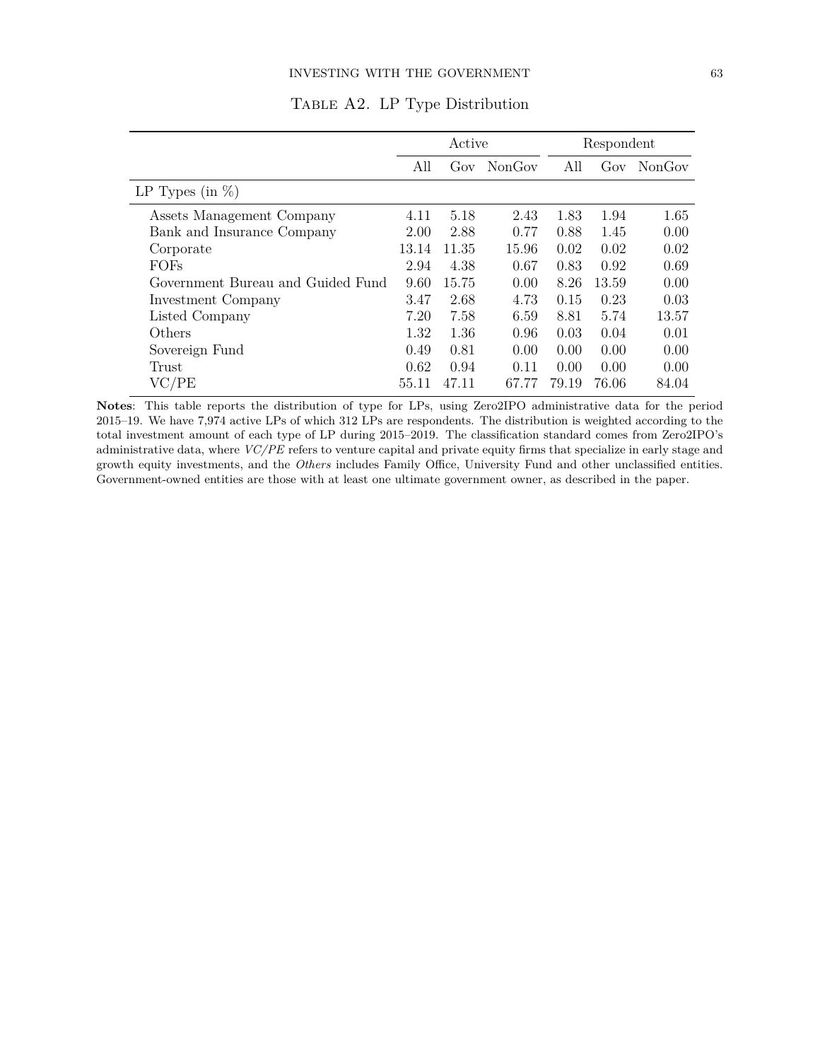TABLE A2. LP Type Distribution

| | Active | | | Respondent | | |
|---|---|---|---|---|---|---|
| | All | Gov | NonGov | All | Gov | NonGov |
| LP Types (in %) | | | | | | |
| Assets Management Company | 4.11 | 5.18 | 2.43 | 1.83 | 1.94 | 1.65 |
| Bank and Insurance Company | 2.00 | 2.88 | 0.77 | 0.88 | 1.45 | 0.00 |
| Corporate | 13.14 | 11.35 | 15.96 | 0.02 | 0.02 | 0.02 |
| FOFs | 2.94 | 4.38 | 0.67 | 0.83 | 0.92 | 0.69 |
| Government Bureau and Guided Fund | 9.60 | 15.75 | 0.00 | 8.26 | 13.59 | 0.00 |
| Investment Company | 3.47 | 2.68 | 4.73 | 0.15 | 0.23 | 0.03 |
| Listed Company | 7.20 | 7.58 | 6.59 | 8.81 | 5.74 | 13.57 |
| Others | 1.32 | 1.36 | 0.96 | 0.03 | 0.04 | 0.01 |
| Sovereign Fund | 0.49 | 0.81 | 0.00 | 0.00 | 0.00 | 0.00 |
| Trust | 0.62 | 0.94 | 0.11 | 0.00 | 0.00 | 0.00 |
| VC/PE | 55.11 | 47.11 | 67.77 | 79.19 | 76.06 | 84.04 |

**Notes**: This table reports the distribution of type for LPs, using Zero2IPO administrative data for the period 2015–19. We have 7,974 active LPs of which 312 LPs are respondents. The distribution is weighted according to the total investment amount of each type of LP during 2015–2019. The classification standard comes from Zero2IPO's administrative data, where *VC/PE* refers to venture capital and private equity firms that specialize in early stage and growth equity investments, and the *Others* includes Family Office, University Fund and other unclassified entities. Government-owned entities are those with at least one ultimate government owner, as described in the paper.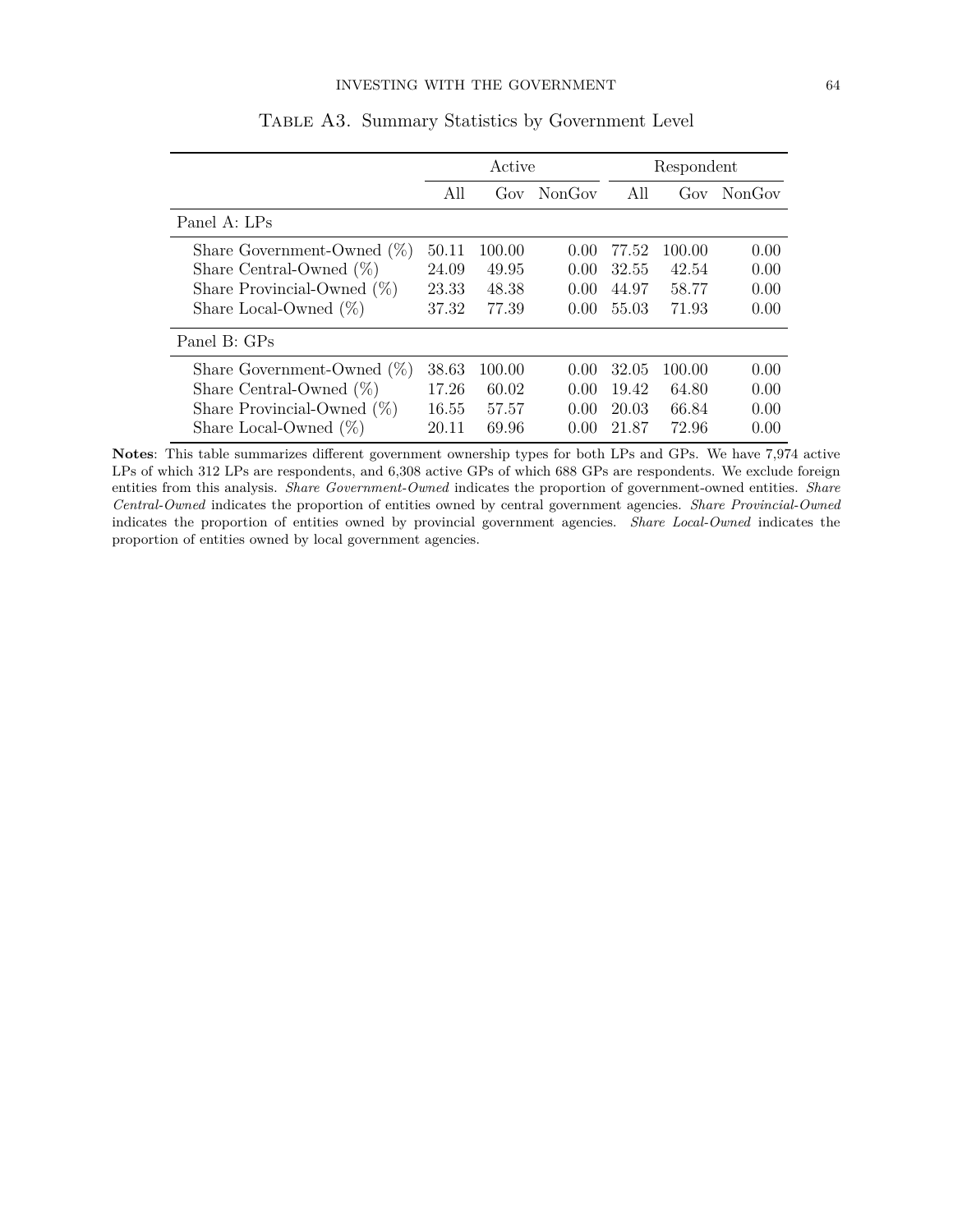Table A3. Summary Statistics by Government Level

| | Active | | | Respondent | | |
|---|---|---|---|---|---|---|
| | All | Gov | NonGov | All | Gov | NonGov |
| **Panel A: LPs** | | | | | | |
| Share Government-Owned (%) | 50.11 | 100.00 | 0.00 | 77.52 | 100.00 | 0.00 |
| Share Central-Owned (%) | 24.09 | 49.95 | 0.00 | 32.55 | 42.54 | 0.00 |
| Share Provincial-Owned (%) | 23.33 | 48.38 | 0.00 | 44.97 | 58.77 | 0.00 |
| Share Local-Owned (%) | 37.32 | 77.39 | 0.00 | 55.03 | 71.93 | 0.00 |
| **Panel B: GPs** | | | | | | |
| Share Government-Owned (%) | 38.63 | 100.00 | 0.00 | 32.05 | 100.00 | 0.00 |
| Share Central-Owned (%) | 17.26 | 60.02 | 0.00 | 19.42 | 64.80 | 0.00 |
| Share Provincial-Owned (%) | 16.55 | 57.57 | 0.00 | 20.03 | 66.84 | 0.00 |
| Share Local-Owned (%) | 20.11 | 69.96 | 0.00 | 21.87 | 72.96 | 0.00 |

**Notes**: This table summarizes different government ownership types for both LPs and GPs. We have 7,974 active LPs of which 312 LPs are respondents, and 6,308 active GPs of which 688 GPs are respondents. We exclude foreign entities from this analysis. *Share Government-Owned* indicates the proportion of government-owned entities. *Share Central-Owned* indicates the proportion of entities owned by central government agencies. *Share Provincial-Owned* indicates the proportion of entities owned by provincial government agencies. *Share Local-Owned* indicates the proportion of entities owned by local government agencies.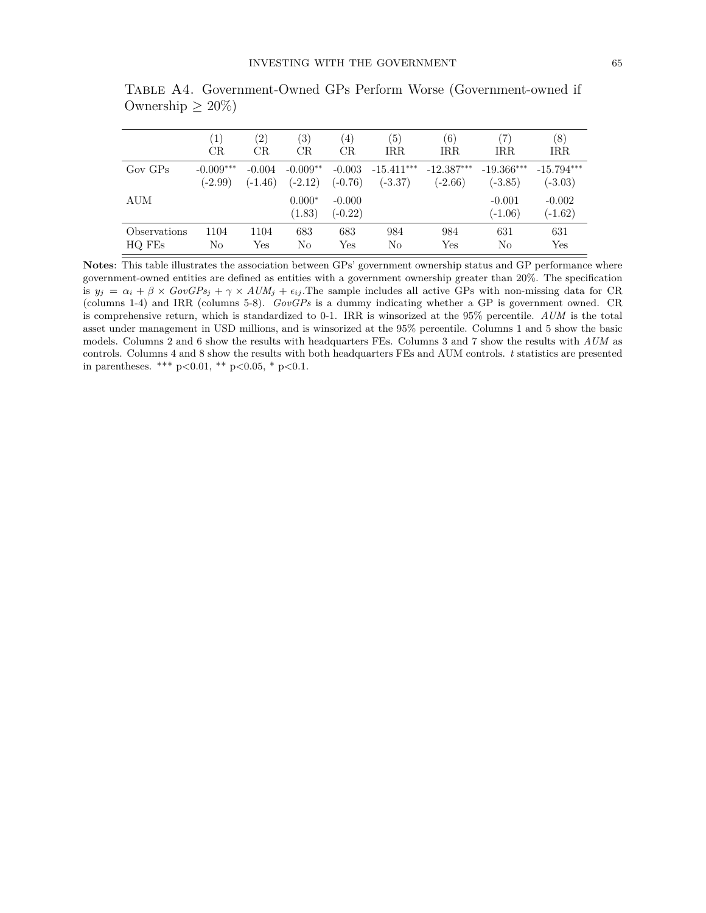Table A4. Government-Owned GPs Perform Worse (Government-owned if Ownership ≥ 20%)

| | (1) CR | (2) CR | (3) CR | (4) CR | (5) IRR | (6) IRR | (7) IRR | (8) IRR |
|---|---|---|---|---|---|---|---|---|
| Gov GPs | -0.009*** | -0.004 | -0.009** | -0.003 | -15.411*** | -12.387*** | -19.366*** | -15.794*** |
| | (-2.99) | (-1.46) | (-2.12) | (-0.76) | (-3.37) | (-2.66) | (-3.85) | (-3.03) |
| AUM | | | 0.000* | -0.000 | | | -0.001 | -0.002 |
| | | | (1.83) | (-0.22) | | | (-1.06) | (-1.62) |
| Observations | 1104 | 1104 | 683 | 683 | 984 | 984 | 631 | 631 |
| HQ FEs | No | Yes | No | Yes | No | Yes | No | Yes |

**Notes**: This table illustrates the association between GPs' government ownership status and GP performance where government-owned entities are defined as entities with a government ownership greater than 20%. The specification is $y_j = \alpha_i + \beta \times GovGPs_j + \gamma \times AUM_j + \epsilon_{ij}$.The sample includes all active GPs with non-missing data for CR (columns 1-4) and IRR (columns 5-8). *GovGPs* is a dummy indicating whether a GP is government owned. CR is comprehensive return, which is standardized to 0-1. IRR is winsorized at the 95% percentile. *AUM* is the total asset under management in USD millions, and is winsorized at the 95% percentile. Columns 1 and 5 show the basic models. Columns 2 and 6 show the results with headquarters FEs. Columns 3 and 7 show the results with *AUM* as controls. Columns 4 and 8 show the results with both headquarters FEs and AUM controls. *t* statistics are presented in parentheses. *** p<0.01, ** p<0.05, * p<0.1.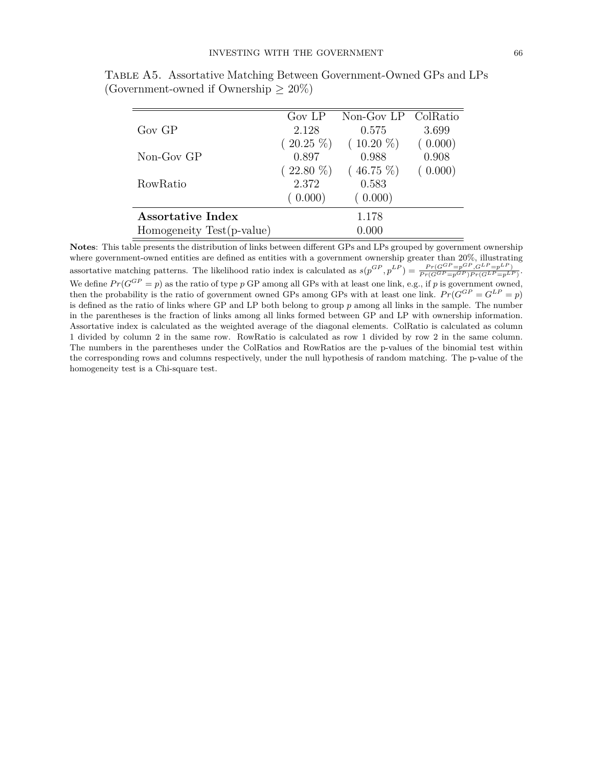Table A5. Assortative Matching Between Government-Owned GPs and LPs (Government-owned if Ownership $\geq$ 20%)

| | Gov LP | Non-Gov LP | ColRatio |
|---|---|---|---|
| Gov GP | 2.128 | 0.575 | 3.699 |
| | ( 20.25 %) | ( 10.20 %) | ( 0.000) |
| Non-Gov GP | 0.897 | 0.988 | 0.908 |
| | ( 22.80 %) | ( 46.75 %) | ( 0.000) |
| RowRatio | 2.372 | 0.583 | |
| | ( 0.000) | ( 0.000) | |
| **Assortative Index** | | 1.178 | |
| Homogeneity Test(p-value) | | 0.000 | |

**Notes**: This table presents the distribution of links between different GPs and LPs grouped by government ownership where government-owned entities are defined as entities with a government ownership greater than 20%, illustrating assortative matching patterns. The likelihood ratio index is calculated as $s(p^{GP}, p^{LP}) = \frac{Pr(G^{GP}=p^{GP}, G^{LP}=p^{LP})}{Pr(G^{GP}=p^{GP})Pr(G^{LP}=p^{LP})}$. We define $Pr(G^{GP} = p)$ as the ratio of type $p$ GP among all GPs with at least one link, e.g., if $p$ is government owned, then the probability is the ratio of government owned GPs among GPs with at least one link. $Pr(G^{GP} = G^{LP} = p)$ is defined as the ratio of links where GP and LP both belong to group $p$ among all links in the sample. The number in the parentheses is the fraction of links among all links formed between GP and LP with ownership information. Assortative index is calculated as the weighted average of the diagonal elements. ColRatio is calculated as column 1 divided by column 2 in the same row. RowRatio is calculated as row 1 divided by row 2 in the same column. The numbers in the parentheses under the ColRatios and RowRatios are the p-values of the binomial test within the corresponding rows and columns respectively, under the null hypothesis of random matching. The p-value of the homogeneity test is a Chi-square test.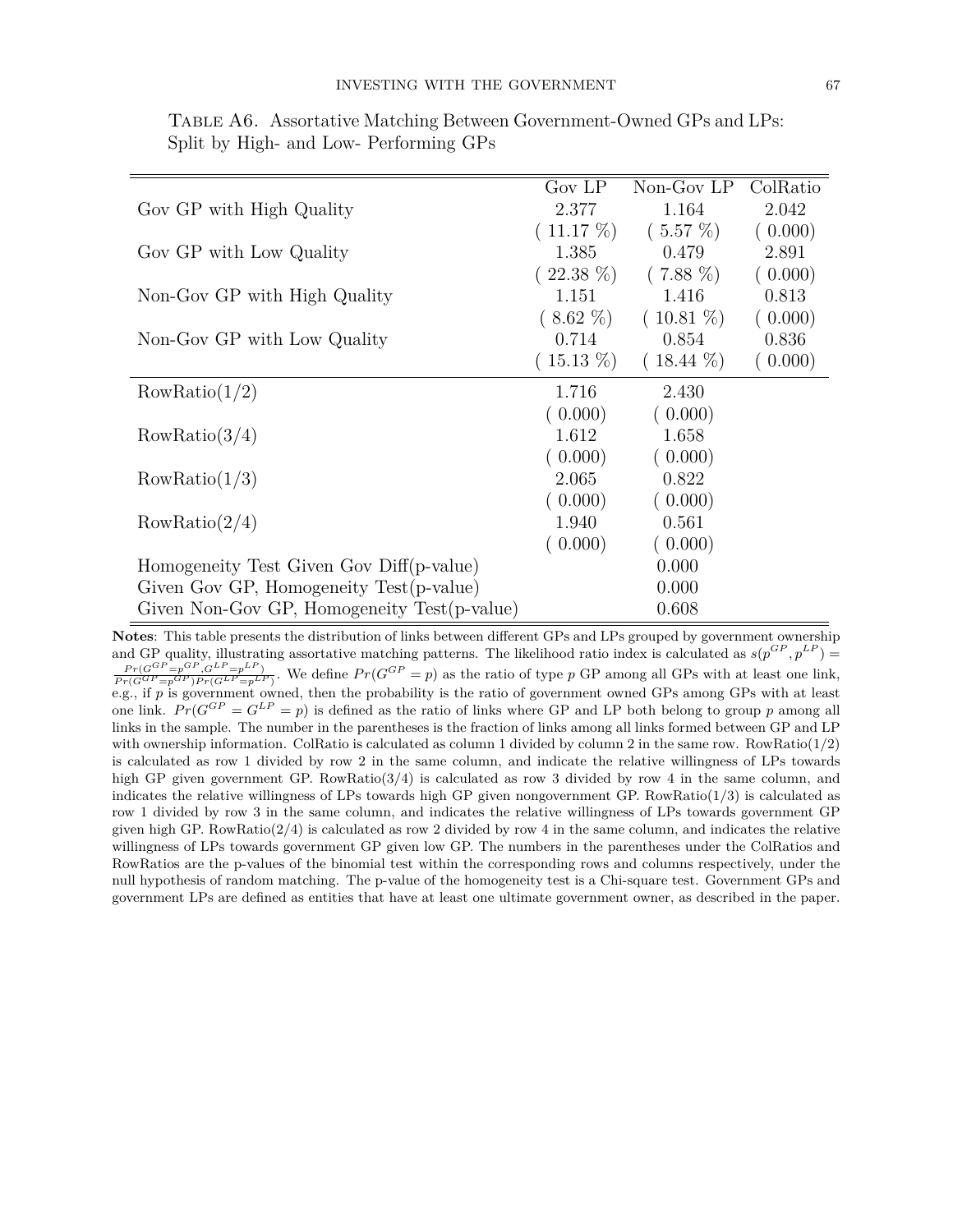Table A6. Assortative Matching Between Government-Owned GPs and LPs: Split by High- and Low- Performing GPs

| | Gov LP | Non-Gov LP | ColRatio |
|---|---|---|---|
| Gov GP with High Quality | 2.377 | 1.164 | 2.042 |
| | ( 11.17 %) | ( 5.57 %) | ( 0.000) |
| Gov GP with Low Quality | 1.385 | 0.479 | 2.891 |
| | ( 22.38 %) | ( 7.88 %) | ( 0.000) |
| Non-Gov GP with High Quality | 1.151 | 1.416 | 0.813 |
| | ( 8.62 %) | ( 10.81 %) | ( 0.000) |
| Non-Gov GP with Low Quality | 0.714 | 0.854 | 0.836 |
| | ( 15.13 %) | ( 18.44 %) | ( 0.000) |
| RowRatio(1/2) | 1.716 | 2.430 | |
| | ( 0.000) | ( 0.000) | |
| RowRatio(3/4) | 1.612 | 1.658 | |
| | ( 0.000) | ( 0.000) | |
| RowRatio(1/3) | 2.065 | 0.822 | |
| | ( 0.000) | ( 0.000) | |
| RowRatio(2/4) | 1.940 | 0.561 | |
| | ( 0.000) | ( 0.000) | |
| Homogeneity Test Given Gov Diff(p-value) | | 0.000 | |
| Given Gov GP, Homogeneity Test(p-value) | | 0.000 | |
| Given Non-Gov GP, Homogeneity Test(p-value) | | 0.608 | |

**Notes**: This table presents the distribution of links between different GPs and LPs grouped by government ownership and GP quality, illustrating assortative matching patterns. The likelihood ratio index is calculated as $s(p^{GP}, p^{LP}) = \frac{Pr(G^{GP}=p^{GP}, G^{LP}=p^{LP})}{Pr(G^{GP}=p^{GP})Pr(G^{LP}=p^{LP})}$. We define $Pr(G^{GP} = p)$ as the ratio of type $p$ GP among all GPs with at least one link, e.g., if $p$ is government owned, then the probability is the ratio of government owned GPs among GPs with at least one link. $Pr(G^{GP} = G^{LP} = p)$ is defined as the ratio of links where GP and LP both belong to group $p$ among all links in the sample. The number in the parentheses is the fraction of links among all links formed between GP and LP with ownership information. ColRatio is calculated as column 1 divided by column 2 in the same row. RowRatio(1/2) is calculated as row 1 divided by row 2 in the same column, and indicate the relative willingness of LPs towards high GP given government GP. RowRatio(3/4) is calculated as row 3 divided by row 4 in the same column, and indicates the relative willingness of LPs towards high GP given nongovernment GP. RowRatio(1/3) is calculated as row 1 divided by row 3 in the same column, and indicates the relative willingness of LPs towards government GP given high GP. RowRatio(2/4) is calculated as row 2 divided by row 4 in the same column, and indicates the relative willingness of LPs towards government GP given low GP. The numbers in the parentheses under the ColRatios and RowRatios are the p-values of the binomial test within the corresponding rows and columns respectively, under the null hypothesis of random matching. The p-value of the homogeneity test is a Chi-square test. Government GPs and government LPs are defined as entities that have at least one ultimate government owner, as described in the paper.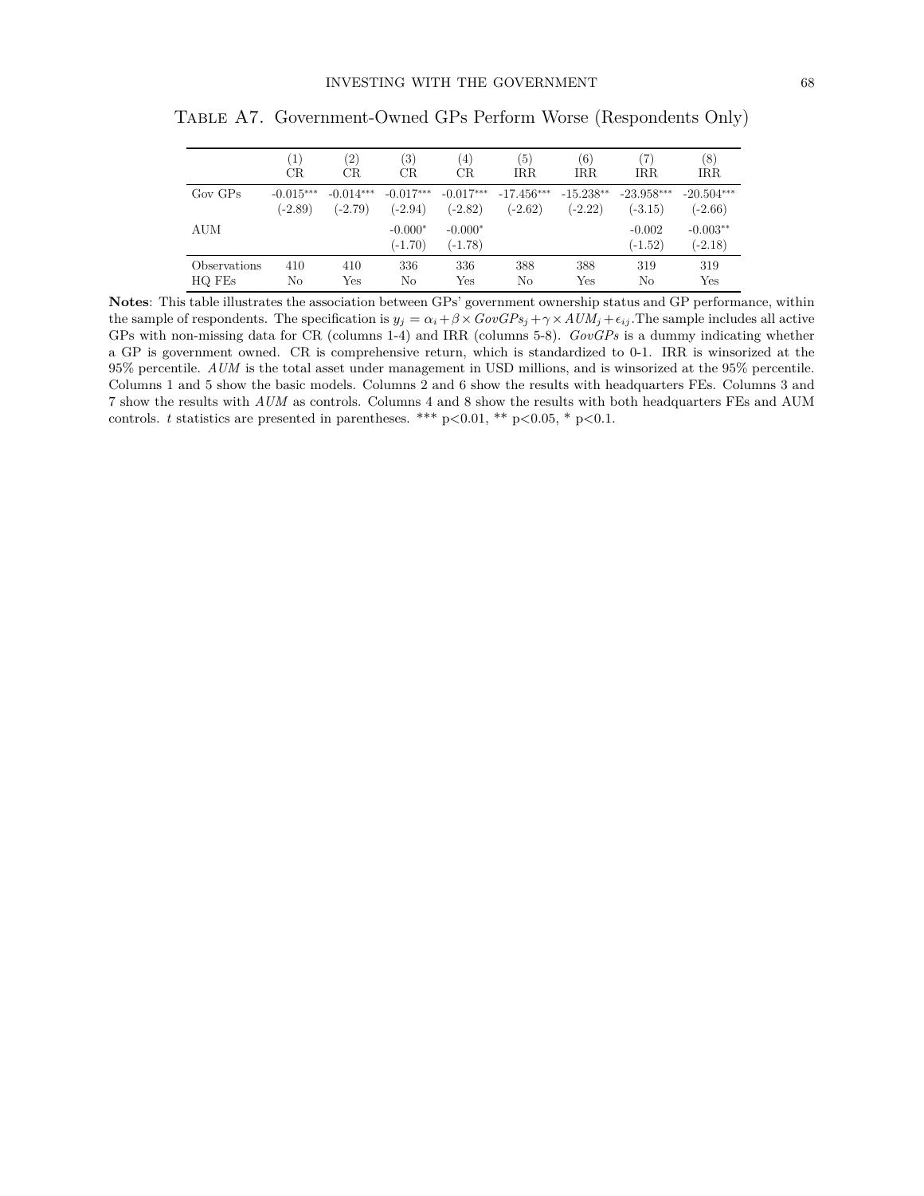Table A7. Government-Owned GPs Perform Worse (Respondents Only)

| | (1) CR | (2) CR | (3) CR | (4) CR | (5) IRR | (6) IRR | (7) IRR | (8) IRR |
|---|---|---|---|---|---|---|---|---|
| Gov GPs | -0.015*** | -0.014*** | -0.017*** | -0.017*** | -17.456*** | -15.238** | -23.958*** | -20.504*** |
| | (-2.89) | (-2.79) | (-2.94) | (-2.82) | (-2.62) | (-2.22) | (-3.15) | (-2.66) |
| AUM | | | -0.000* | -0.000* | | | -0.002 | -0.003** |
| | | | (-1.70) | (-1.78) | | | (-1.52) | (-2.18) |
| Observations | 410 | 410 | 336 | 336 | 388 | 388 | 319 | 319 |
| HQ FEs | No | Yes | No | Yes | No | Yes | No | Yes |

**Notes**: This table illustrates the association between GPs' government ownership status and GP performance, within the sample of respondents. The specification is $y_j = \alpha_i + \beta \times GovGPs_j + \gamma \times AUM_j + \epsilon_{ij}$. The sample includes all active GPs with non-missing data for CR (columns 1-4) and IRR (columns 5-8). *GovGPs* is a dummy indicating whether a GP is government owned. CR is comprehensive return, which is standardized to 0-1. IRR is winsorized at the 95% percentile. *AUM* is the total asset under management in USD millions, and is winsorized at the 95% percentile. Columns 1 and 5 show the basic models. Columns 2 and 6 show the results with headquarters FEs. Columns 3 and 7 show the results with *AUM* as controls. Columns 4 and 8 show the results with both headquarters FEs and AUM controls. $t$ statistics are presented in parentheses. *** $p<0.01$, ** $p<0.05$, * $p<0.1$.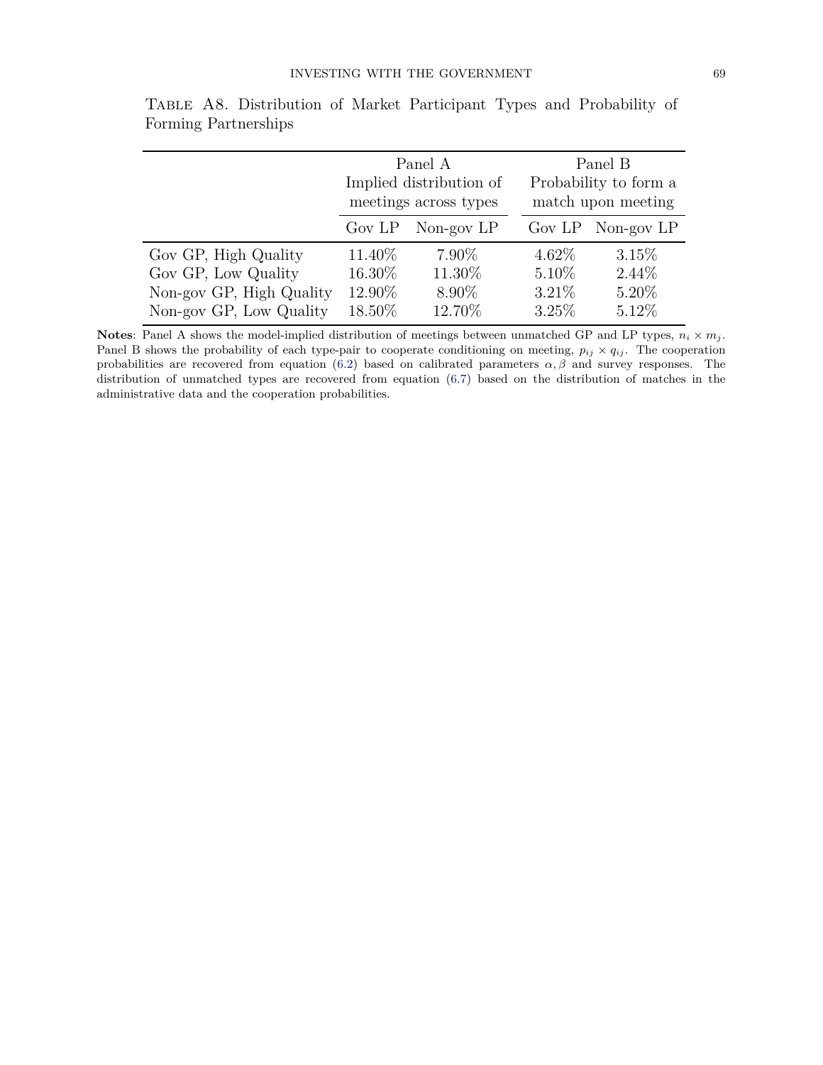Table A8. Distribution of Market Participant Types and Probability of Forming Partnerships

| | Panel A Implied distribution of meetings across types | | Panel B Probability to form a match upon meeting | |
|---|---|---|---|---|
| | Gov LP | Non-gov LP | Gov LP | Non-gov LP |
| Gov GP, High Quality | 11.40% | 7.90% | 4.62% | 3.15% |
| Gov GP, Low Quality | 16.30% | 11.30% | 5.10% | 2.44% |
| Non-gov GP, High Quality | 12.90% | 8.90% | 3.21% | 5.20% |
| Non-gov GP, Low Quality | 18.50% | 12.70% | 3.25% | 5.12% |

**Notes**: Panel A shows the model-implied distribution of meetings between unmatched GP and LP types, $n_i \times m_j$. Panel B shows the probability of each type-pair to cooperate conditioning on meeting, $p_{ij} \times q_{ij}$. The cooperation probabilities are recovered from equation (6.2) based on calibrated parameters $\alpha, \beta$ and survey responses. The distribution of unmatched types are recovered from equation (6.7) based on the distribution of matches in the administrative data and the cooperation probabilities.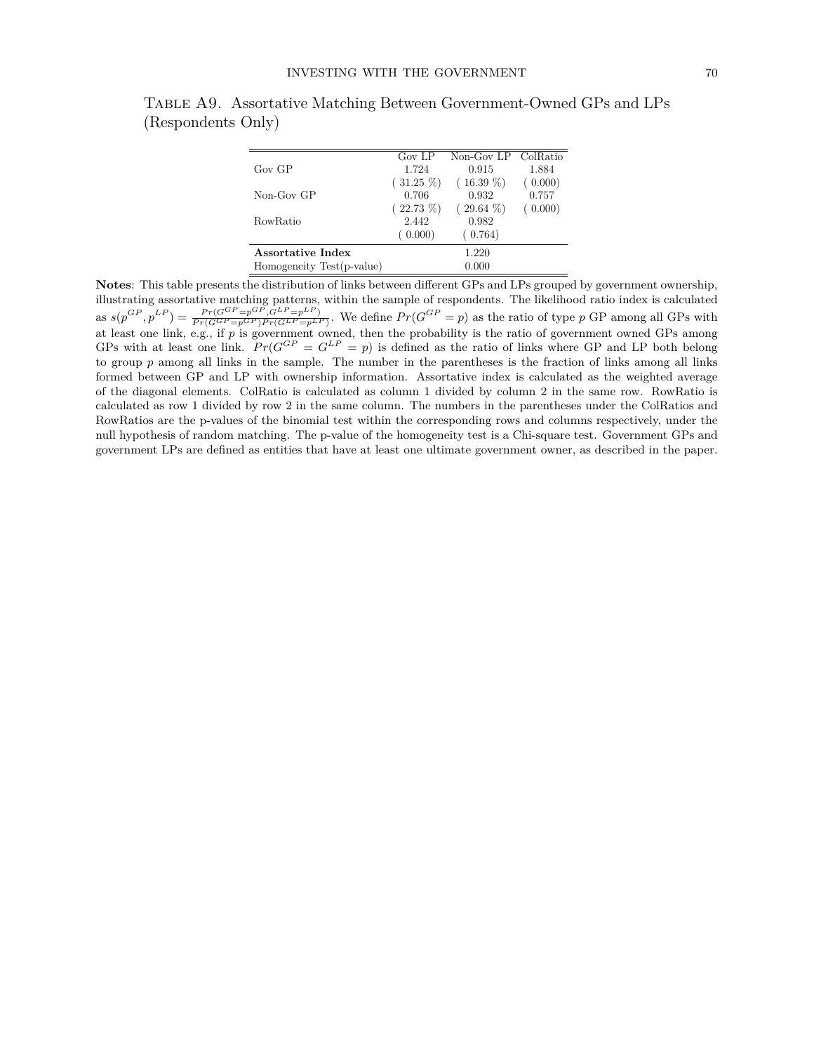TABLE A9. Assortative Matching Between Government-Owned GPs and LPs (Respondents Only)

| | Gov LP | Non-Gov LP | ColRatio |
|---|---|---|---|
| Gov GP | 1.724 | 0.915 | 1.884 |
| | ( 31.25 %) | ( 16.39 %) | ( 0.000) |
| Non-Gov GP | 0.706 | 0.932 | 0.757 |
| | ( 22.73 %) | ( 29.64 %) | ( 0.000) |
| RowRatio | 2.442 | 0.982 | |
| | ( 0.000) | ( 0.764) | |
| **Assortative Index** | | 1.220 | |
| Homogeneity Test(p-value) | | 0.000 | |

**Notes**: This table presents the distribution of links between different GPs and LPs grouped by government ownership, illustrating assortative matching patterns, within the sample of respondents. The likelihood ratio index is calculated as $s(p^{GP}, p^{LP}) = \frac{Pr(G^{GP}=p^{GP}, G^{LP}=p^{LP})}{Pr(G^{GP}=p^{GP})Pr(G^{LP}=p^{LP})}$. We define $Pr(G^{GP} = p)$ as the ratio of type $p$ GP among all GPs with at least one link, e.g., if $p$ is government owned, then the probability is the ratio of government owned GPs among GPs with at least one link. $Pr(G^{GP} = G^{LP} = p)$ is defined as the ratio of links where GP and LP both belong to group $p$ among all links in the sample. The number in the parentheses is the fraction of links among all links formed between GP and LP with ownership information. Assortative index is calculated as the weighted average of the diagonal elements. ColRatio is calculated as column 1 divided by column 2 in the same row. RowRatio is calculated as row 1 divided by row 2 in the same column. The numbers in the parentheses under the ColRatios and RowRatios are the p-values of the binomial test within the corresponding rows and columns respectively, under the null hypothesis of random matching. The p-value of the homogeneity test is a Chi-square test. Government GPs and government LPs are defined as entities that have at least one ultimate government owner, as described in the paper.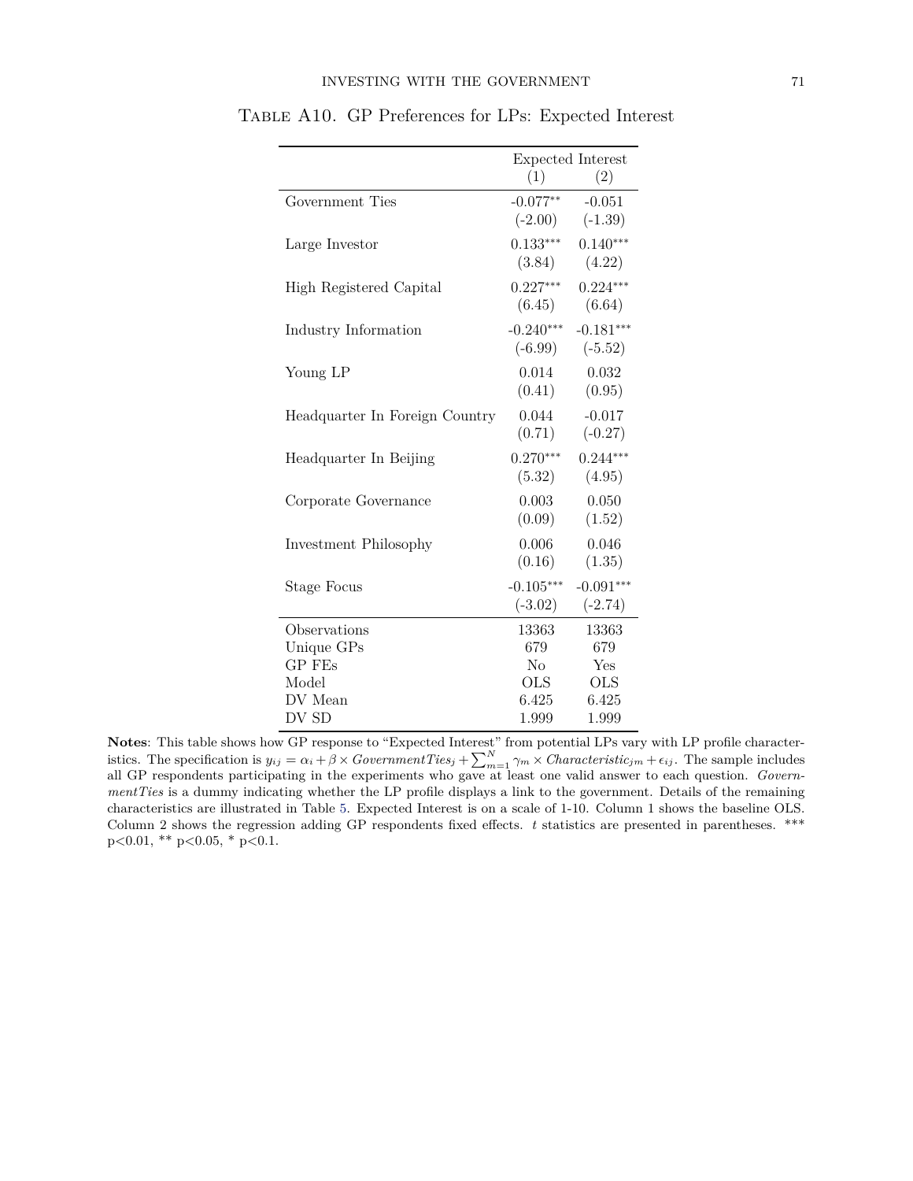Table A10. GP Preferences for LPs: Expected Interest

| | Expected Interest | |
|---|---|---|
| | (1) | (2) |
| Government Ties | -0.077** | -0.051 |
| | (-2.00) | (-1.39) |
| Large Investor | 0.133*** | 0.140*** |
| | (3.84) | (4.22) |
| High Registered Capital | 0.227*** | 0.224*** |
| | (6.45) | (6.64) |
| Industry Information | -0.240*** | -0.181*** |
| | (-6.99) | (-5.52) |
| Young LP | 0.014 | 0.032 |
| | (0.41) | (0.95) |
| Headquarter In Foreign Country | 0.044 | -0.017 |
| | (0.71) | (-0.27) |
| Headquarter In Beijing | 0.270*** | 0.244*** |
| | (5.32) | (4.95) |
| Corporate Governance | 0.003 | 0.050 |
| | (0.09) | (1.52) |
| Investment Philosophy | 0.006 | 0.046 |
| | (0.16) | (1.35) |
| Stage Focus | -0.105*** | -0.091*** |
| | (-3.02) | (-2.74) |
| Observations | 13363 | 13363 |
| Unique GPs | 679 | 679 |
| GP FEs | No | Yes |
| Model | OLS | OLS |
| DV Mean | 6.425 | 6.425 |
| DV SD | 1.999 | 1.999 |

**Notes**: This table shows how GP response to "Expected Interest" from potential LPs vary with LP profile characteristics. The specification is $y_{ij} = \alpha_i + \beta \times GovernmentTies_j + \sum_{m=1}^{N} \gamma_m \times Characteristic_{jm} + \epsilon_{ij}$. The sample includes all GP respondents participating in the experiments who gave at least one valid answer to each question. *GovernmentTies* is a dummy indicating whether the LP profile displays a link to the government. Details of the remaining characteristics are illustrated in Table 5. Expected Interest is on a scale of 1-10. Column 1 shows the baseline OLS. Column 2 shows the regression adding GP respondents fixed effects. $t$ statistics are presented in parentheses. *** p<0.01, ** p<0.05, * p<0.1.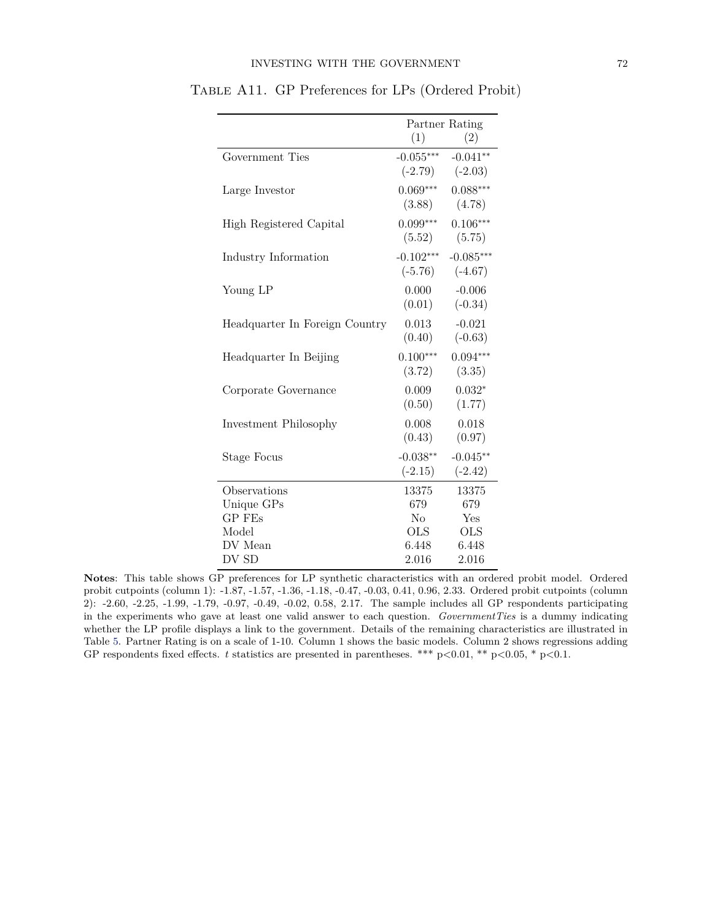TABLE A11. GP Preferences for LPs (Ordered Probit)

| | Partner Rating | |
|---|---|---|
| | (1) | (2) |
| Government Ties | -0.055*** | -0.041** |
| | (-2.79) | (-2.03) |
| Large Investor | 0.069*** | 0.088*** |
| | (3.88) | (4.78) |
| High Registered Capital | 0.099*** | 0.106*** |
| | (5.52) | (5.75) |
| Industry Information | -0.102*** | -0.085*** |
| | (-5.76) | (-4.67) |
| Young LP | 0.000 | -0.006 |
| | (0.01) | (-0.34) |
| Headquarter In Foreign Country | 0.013 | -0.021 |
| | (0.40) | (-0.63) |
| Headquarter In Beijing | 0.100*** | 0.094*** |
| | (3.72) | (3.35) |
| Corporate Governance | 0.009 | 0.032* |
| | (0.50) | (1.77) |
| Investment Philosophy | 0.008 | 0.018 |
| | (0.43) | (0.97) |
| Stage Focus | -0.038** | -0.045** |
| | (-2.15) | (-2.42) |
| Observations | 13375 | 13375 |
| Unique GPs | 679 | 679 |
| GP FEs | No | Yes |
| Model | OLS | OLS |
| DV Mean | 6.448 | 6.448 |
| DV SD | 2.016 | 2.016 |

**Notes**: This table shows GP preferences for LP synthetic characteristics with an ordered probit model. Ordered probit cutpoints (column 1): -1.87, -1.57, -1.36, -1.18, -0.47, -0.03, 0.41, 0.96, 2.33. Ordered probit cutpoints (column 2): -2.60, -2.25, -1.99, -1.79, -0.97, -0.49, -0.02, 0.58, 2.17. The sample includes all GP respondents participating in the experiments who gave at least one valid answer to each question. *GovernmentTies* is a dummy indicating whether the LP profile displays a link to the government. Details of the remaining characteristics are illustrated in Table 5. Partner Rating is on a scale of 1-10. Column 1 shows the basic models. Column 2 shows regressions adding GP respondents fixed effects. $t$ statistics are presented in parentheses. *** p<0.01, ** p<0.05, * p<0.1.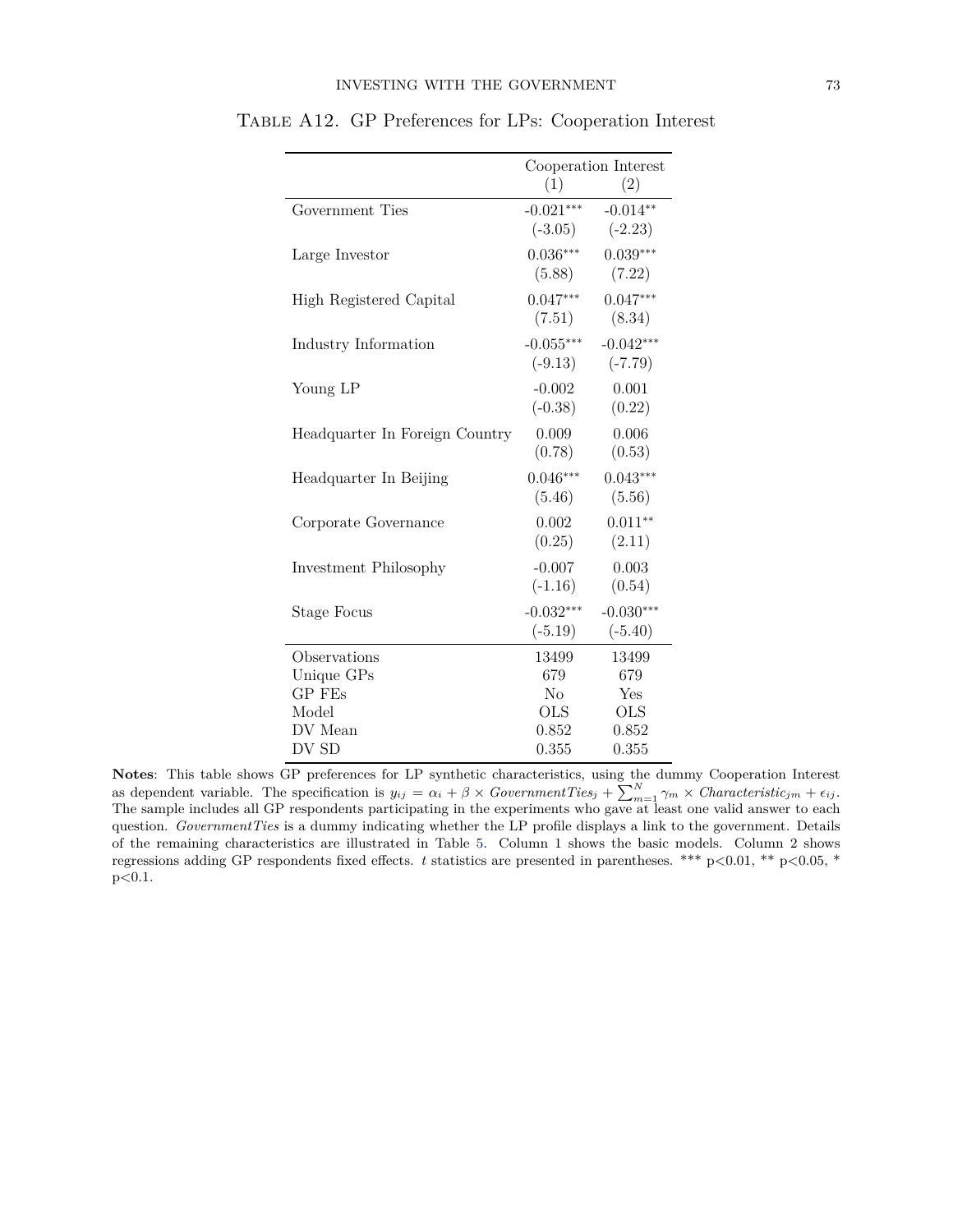Table A12. GP Preferences for LPs: Cooperation Interest

| | Cooperation Interest | |
|---|---|---|
| | (1) | (2) |
| Government Ties | -0.021*** | -0.014** |
| | (-3.05) | (-2.23) |
| Large Investor | 0.036*** | 0.039*** |
| | (5.88) | (7.22) |
| High Registered Capital | 0.047*** | 0.047*** |
| | (7.51) | (8.34) |
| Industry Information | -0.055*** | -0.042*** |
| | (-9.13) | (-7.79) |
| Young LP | -0.002 | 0.001 |
| | (-0.38) | (0.22) |
| Headquarter In Foreign Country | 0.009 | 0.006 |
| | (0.78) | (0.53) |
| Headquarter In Beijing | 0.046*** | 0.043*** |
| | (5.46) | (5.56) |
| Corporate Governance | 0.002 | 0.011** |
| | (0.25) | (2.11) |
| Investment Philosophy | -0.007 | 0.003 |
| | (-1.16) | (0.54) |
| Stage Focus | -0.032*** | -0.030*** |
| | (-5.19) | (-5.40) |
| Observations | 13499 | 13499 |
| Unique GPs | 679 | 679 |
| GP FEs | No | Yes |
| Model | OLS | OLS |
| DV Mean | 0.852 | 0.852 |
| DV SD | 0.355 | 0.355 |

**Notes**: This table shows GP preferences for LP synthetic characteristics, using the dummy Cooperation Interest as dependent variable. The specification is $y_{ij} = \alpha_i + \beta \times GovernmentTies_j + \sum_{m=1}^{N} \gamma_m \times Characteristic_{jm} + \epsilon_{ij}$. The sample includes all GP respondents participating in the experiments who gave at least one valid answer to each question. *GovernmentTies* is a dummy indicating whether the LP profile displays a link to the government. Details of the remaining characteristics are illustrated in Table 5. Column 1 shows the basic models. Column 2 shows regressions adding GP respondents fixed effects. $t$ statistics are presented in parentheses. *** p<0.01, ** p<0.05, * p<0.1.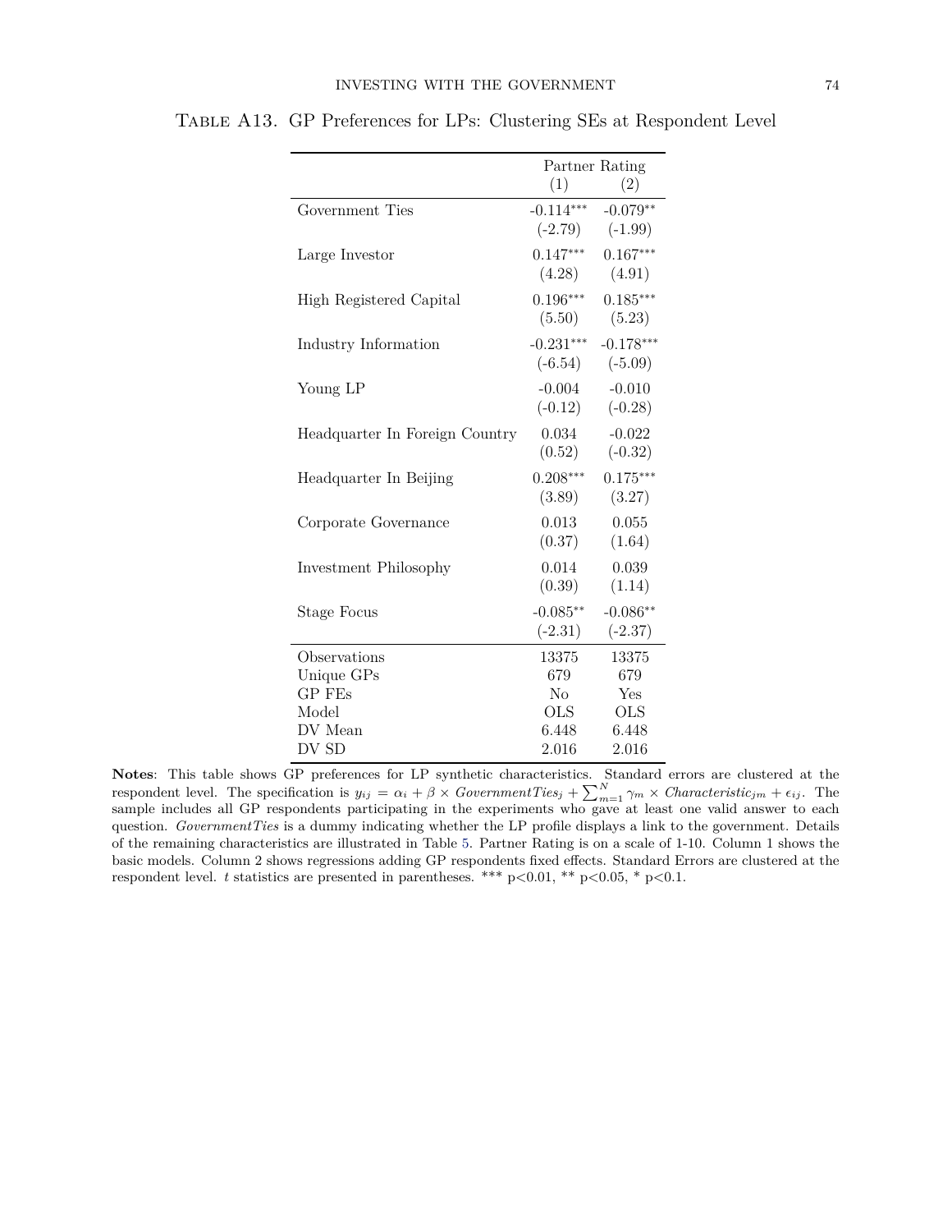Table A13. GP Preferences for LPs: Clustering SEs at Respondent Level

| | Partner Rating | |
|---|---|---|
| | (1) | (2) |
| Government Ties | -0.114*** | -0.079** |
| | (-2.79) | (-1.99) |
| Large Investor | 0.147*** | 0.167*** |
| | (4.28) | (4.91) |
| High Registered Capital | 0.196*** | 0.185*** |
| | (5.50) | (5.23) |
| Industry Information | -0.231*** | -0.178*** |
| | (-6.54) | (-5.09) |
| Young LP | -0.004 | -0.010 |
| | (-0.12) | (-0.28) |
| Headquarter In Foreign Country | 0.034 | -0.022 |
| | (0.52) | (-0.32) |
| Headquarter In Beijing | 0.208*** | 0.175*** |
| | (3.89) | (3.27) |
| Corporate Governance | 0.013 | 0.055 |
| | (0.37) | (1.64) |
| Investment Philosophy | 0.014 | 0.039 |
| | (0.39) | (1.14) |
| Stage Focus | -0.085** | -0.086** |
| | (-2.31) | (-2.37) |
| Observations | 13375 | 13375 |
| Unique GPs | 679 | 679 |
| GP FEs | No | Yes |
| Model | OLS | OLS |
| DV Mean | 6.448 | 6.448 |
| DV SD | 2.016 | 2.016 |

**Notes**: This table shows GP preferences for LP synthetic characteristics. Standard errors are clustered at the respondent level. The specification is $y_{ij} = \alpha_i + \beta \times GovernmentTies_j + \sum_{m=1}^{N} \gamma_m \times Characteristic_{jm} + \epsilon_{ij}$. The sample includes all GP respondents participating in the experiments who gave at least one valid answer to each question. *GovernmentTies* is a dummy indicating whether the LP profile displays a link to the government. Details of the remaining characteristics are illustrated in Table 5. Partner Rating is on a scale of 1-10. Column 1 shows the basic models. Column 2 shows regressions adding GP respondents fixed effects. Standard Errors are clustered at the respondent level. $t$ statistics are presented in parentheses. *** p<0.01, ** p<0.05, * p<0.1.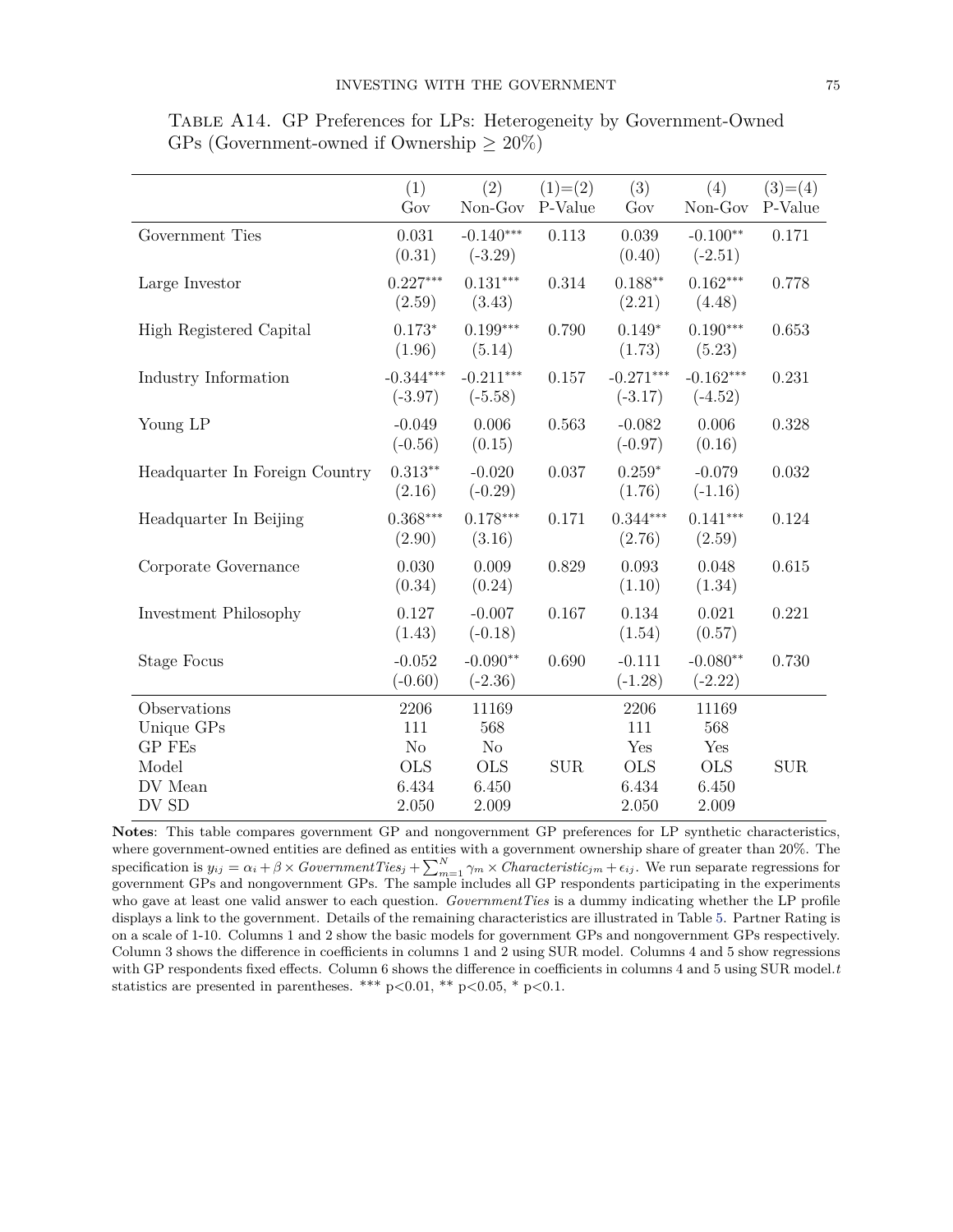TABLE A14. GP Preferences for LPs: Heterogeneity by Government-Owned GPs (Government-owned if Ownership ≥ 20%)

| | (1) Gov | (2) Non-Gov | (1)=(2) P-Value | (3) Gov | (4) Non-Gov | (3)=(4) P-Value |
|---|---|---|---|---|---|---|
| Government Ties | 0.031 | -0.140*** | 0.113 | 0.039 | -0.100** | 0.171 |
| | (0.31) | (-3.29) | | (0.40) | (-2.51) | |
| Large Investor | 0.227*** | 0.131*** | 0.314 | 0.188** | 0.162*** | 0.778 |
| | (2.59) | (3.43) | | (2.21) | (4.48) | |
| High Registered Capital | 0.173* | 0.199*** | 0.790 | 0.149* | 0.190*** | 0.653 |
| | (1.96) | (5.14) | | (1.73) | (5.23) | |
| Industry Information | -0.344*** | -0.211*** | 0.157 | -0.271*** | -0.162*** | 0.231 |
| | (-3.97) | (-5.58) | | (-3.17) | (-4.52) | |
| Young LP | -0.049 | 0.006 | 0.563 | -0.082 | 0.006 | 0.328 |
| | (-0.56) | (0.15) | | (-0.97) | (0.16) | |
| Headquarter In Foreign Country | 0.313** | -0.020 | 0.037 | 0.259* | -0.079 | 0.032 |
| | (2.16) | (-0.29) | | (1.76) | (-1.16) | |
| Headquarter In Beijing | 0.368*** | 0.178*** | 0.171 | 0.344*** | 0.141*** | 0.124 |
| | (2.90) | (3.16) | | (2.76) | (2.59) | |
| Corporate Governance | 0.030 | 0.009 | 0.829 | 0.093 | 0.048 | 0.615 |
| | (0.34) | (0.24) | | (1.10) | (1.34) | |
| Investment Philosophy | 0.127 | -0.007 | 0.167 | 0.134 | 0.021 | 0.221 |
| | (1.43) | (-0.18) | | (1.54) | (0.57) | |
| Stage Focus | -0.052 | -0.090** | 0.690 | -0.111 | -0.080** | 0.730 |
| | (-0.60) | (-2.36) | | (-1.28) | (-2.22) | |
| Observations | 2206 | 11169 | | 2206 | 11169 | |
| Unique GPs | 111 | 568 | | 111 | 568 | |
| GP FEs | No | No | | Yes | Yes | |
| Model | OLS | OLS | SUR | OLS | OLS | SUR |
| DV Mean | 6.434 | 6.450 | | 6.434 | 6.450 | |
| DV SD | 2.050 | 2.009 | | 2.050 | 2.009 | |

**Notes**: This table compares government GP and nongovernment GP preferences for LP synthetic characteristics, where government-owned entities are defined as entities with a government ownership share of greater than 20%. The specification is $y_{ij} = \alpha_i + \beta \times GovernmentTies_j + \sum_{m=1}^{N} \gamma_m \times Characteristic_{jm} + \epsilon_{ij}$. We run separate regressions for government GPs and nongovernment GPs. The sample includes all GP respondents participating in the experiments who gave at least one valid answer to each question. *GovernmentTies* is a dummy indicating whether the LP profile displays a link to the government. Details of the remaining characteristics are illustrated in Table 5. Partner Rating is on a scale of 1-10. Columns 1 and 2 show the basic models for government GPs and nongovernment GPs respectively. Column 3 shows the difference in coefficients in columns 1 and 2 using SUR model. Columns 4 and 5 show regressions with GP respondents fixed effects. Column 6 shows the difference in coefficients in columns 4 and 5 using SUR model. *t* statistics are presented in parentheses. *** p<0.01, ** p<0.05, * p<0.1.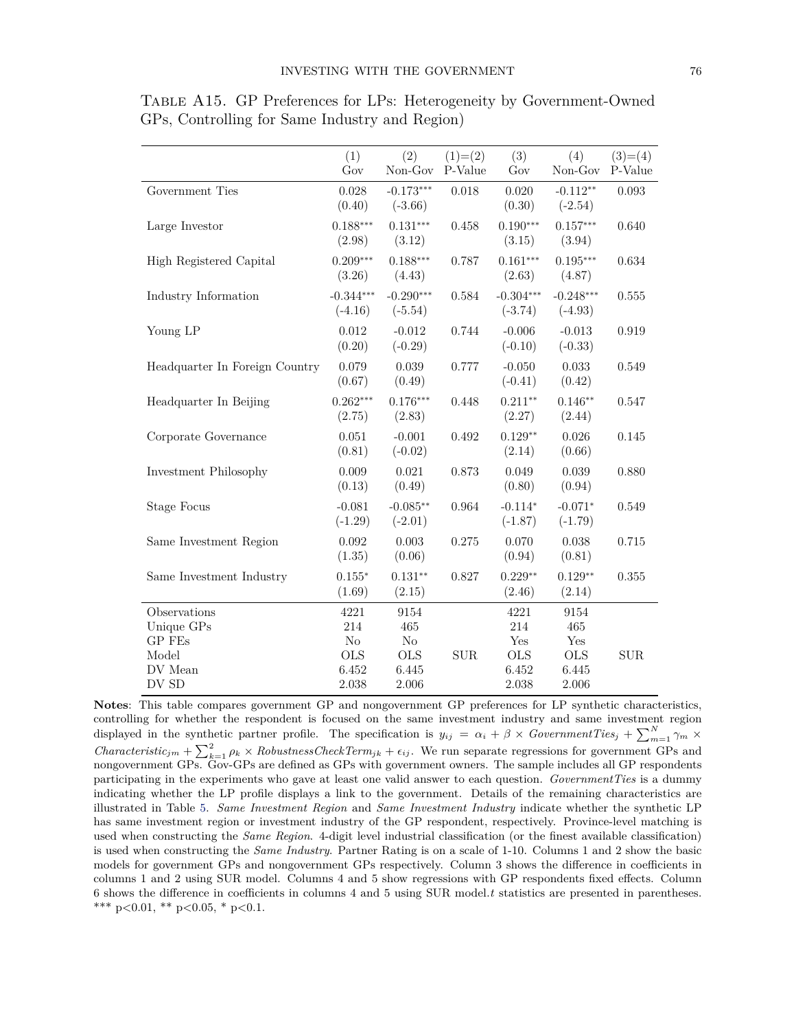Table A15. GP Preferences for LPs: Heterogeneity by Government-Owned GPs, Controlling for Same Industry and Region)

| | (1) Gov | (2) Non-Gov | (1)=(2) P-Value | (3) Gov | (4) Non-Gov | (3)=(4) P-Value |
|---|---|---|---|---|---|---|
| Government Ties | 0.028 | -0.173*** | 0.018 | 0.020 | -0.112** | 0.093 |
| | (0.40) | (-3.66) | | (0.30) | (-2.54) | |
| Large Investor | 0.188*** | 0.131*** | 0.458 | 0.190*** | 0.157*** | 0.640 |
| | (2.98) | (3.12) | | (3.15) | (3.94) | |
| High Registered Capital | 0.209*** | 0.188*** | 0.787 | 0.161*** | 0.195*** | 0.634 |
| | (3.26) | (4.43) | | (2.63) | (4.87) | |
| Industry Information | -0.344*** | -0.290*** | 0.584 | -0.304*** | -0.248*** | 0.555 |
| | (-4.16) | (-5.54) | | (-3.74) | (-4.93) | |
| Young LP | 0.012 | -0.012 | 0.744 | -0.006 | -0.013 | 0.919 |
| | (0.20) | (-0.29) | | (-0.10) | (-0.33) | |
| Headquarter In Foreign Country | 0.079 | 0.039 | 0.777 | -0.050 | 0.033 | 0.549 |
| | (0.67) | (0.49) | | (-0.41) | (0.42) | |
| Headquarter In Beijing | 0.262*** | 0.176*** | 0.448 | 0.211** | 0.146** | 0.547 |
| | (2.75) | (2.83) | | (2.27) | (2.44) | |
| Corporate Governance | 0.051 | -0.001 | 0.492 | 0.129** | 0.026 | 0.145 |
| | (0.81) | (-0.02) | | (2.14) | (0.66) | |
| Investment Philosophy | 0.009 | 0.021 | 0.873 | 0.049 | 0.039 | 0.880 |
| | (0.13) | (0.49) | | (0.80) | (0.94) | |
| Stage Focus | -0.081 | -0.085** | 0.964 | -0.114* | -0.071* | 0.549 |
| | (-1.29) | (-2.01) | | (-1.87) | (-1.79) | |
| Same Investment Region | 0.092 | 0.003 | 0.275 | 0.070 | 0.038 | 0.715 |
| | (1.35) | (0.06) | | (0.94) | (0.81) | |
| Same Investment Industry | 0.155* | 0.131** | 0.827 | 0.229** | 0.129** | 0.355 |
| | (1.69) | (2.15) | | (2.46) | (2.14) | |
| Observations | 4221 | 9154 | | 4221 | 9154 | |
| Unique GPs | 214 | 465 | | 214 | 465 | |
| GP FEs | No | No | | Yes | Yes | |
| Model | OLS | OLS | SUR | OLS | OLS | SUR |
| DV Mean | 6.452 | 6.445 | | 6.452 | 6.445 | |
| DV SD | 2.038 | 2.006 | | 2.038 | 2.006 | |

**Notes**: This table compares government GP and nongovernment GP preferences for LP synthetic characteristics, controlling for whether the respondent is focused on the same investment industry and same investment region displayed in the synthetic partner profile. The specification is $y_{ij} = \alpha_i + \beta \times GovernmentTies_j + \sum_{m=1}^{N} \gamma_m \times Characteristic_{jm} + \sum_{k=1}^{2} \rho_k \times RobustnessCheckTerm_{jk} + \epsilon_{ij}$. We run separate regressions for government GPs and nongovernment GPs. Gov-GPs are defined as GPs with government owners. The sample includes all GP respondents participating in the experiments who gave at least one valid answer to each question. *GovernmentTies* is a dummy indicating whether the LP profile displays a link to the government. Details of the remaining characteristics are illustrated in Table 5. *Same Investment Region* and *Same Investment Industry* indicate whether the synthetic LP has same investment region or investment industry of the GP respondent, respectively. Province-level matching is used when constructing the *Same Region*. 4-digit level industrial classification (or the finest available classification) is used when constructing the *Same Industry*. Partner Rating is on a scale of 1-10. Columns 1 and 2 show the basic models for government GPs and nongovernment GPs respectively. Column 3 shows the difference in coefficients in columns 1 and 2 using SUR model. Columns 4 and 5 show regressions with GP respondents fixed effects. Column 6 shows the difference in coefficients in columns 4 and 5 using SUR model.$t$ statistics are presented in parentheses. *** p<0.01, ** p<0.05, * p<0.1.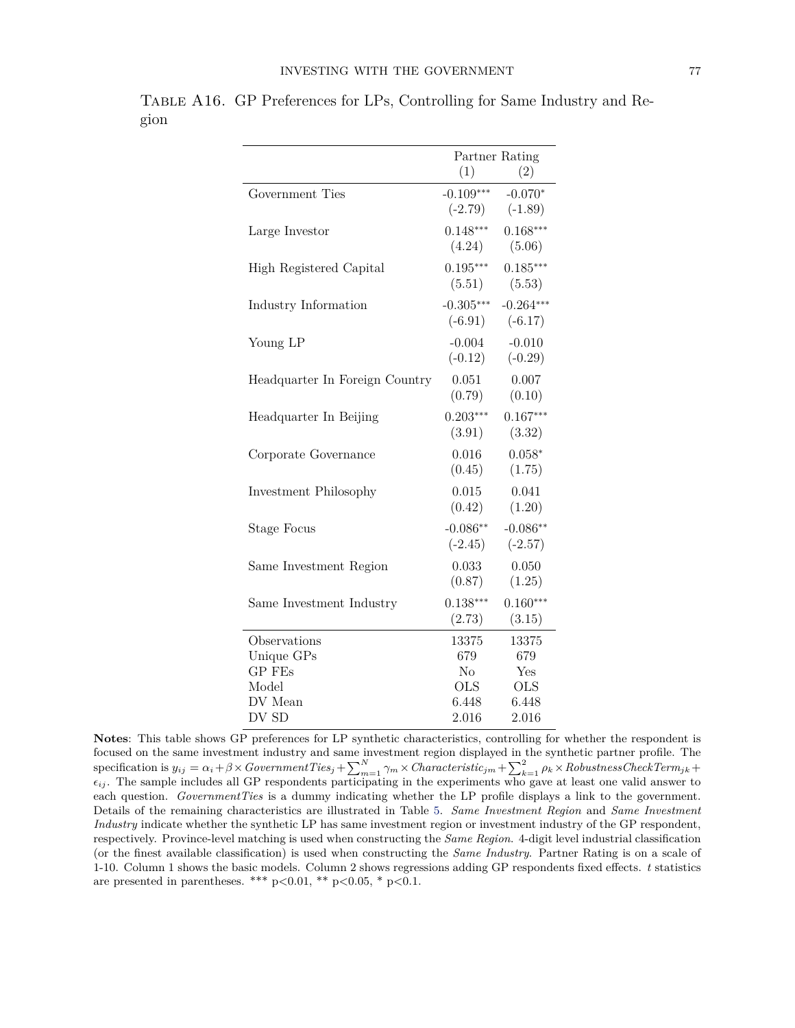Table A16. GP Preferences for LPs, Controlling for Same Industry and Region

| | Partner Rating | |
|---|---|---|
| | (1) | (2) |
| Government Ties | -0.109*** | -0.070* |
| | (-2.79) | (-1.89) |
| Large Investor | 0.148*** | 0.168*** |
| | (4.24) | (5.06) |
| High Registered Capital | 0.195*** | 0.185*** |
| | (5.51) | (5.53) |
| Industry Information | -0.305*** | -0.264*** |
| | (-6.91) | (-6.17) |
| Young LP | -0.004 | -0.010 |
| | (-0.12) | (-0.29) |
| Headquarter In Foreign Country | 0.051 | 0.007 |
| | (0.79) | (0.10) |
| Headquarter In Beijing | 0.203*** | 0.167*** |
| | (3.91) | (3.32) |
| Corporate Governance | 0.016 | 0.058* |
| | (0.45) | (1.75) |
| Investment Philosophy | 0.015 | 0.041 |
| | (0.42) | (1.20) |
| Stage Focus | -0.086** | -0.086** |
| | (-2.45) | (-2.57) |
| Same Investment Region | 0.033 | 0.050 |
| | (0.87) | (1.25) |
| Same Investment Industry | 0.138*** | 0.160*** |
| | (2.73) | (3.15) |
| Observations | 13375 | 13375 |
| Unique GPs | 679 | 679 |
| GP FEs | No | Yes |
| Model | OLS | OLS |
| DV Mean | 6.448 | 6.448 |
| DV SD | 2.016 | 2.016 |

**Notes**: This table shows GP preferences for LP synthetic characteristics, controlling for whether the respondent is focused on the same investment industry and same investment region displayed in the synthetic partner profile. The specification is $y_{ij} = \alpha_i + \beta \times GovernmentTies_j + \sum_{m=1}^{N} \gamma_m \times Characteristic_{jm} + \sum_{k=1}^{2} \rho_k \times RobustnessCheckTerm_{jk} + \epsilon_{ij}$. The sample includes all GP respondents participating in the experiments who gave at least one valid answer to each question. *GovernmentTies* is a dummy indicating whether the LP profile displays a link to the government. Details of the remaining characteristics are illustrated in Table 5. *Same Investment Region* and *Same Investment Industry* indicate whether the synthetic LP has same investment region or investment industry of the GP respondent, respectively. Province-level matching is used when constructing the *Same Region*. 4-digit level industrial classification (or the finest available classification) is used when constructing the *Same Industry*. Partner Rating is on a scale of 1-10. Column 1 shows the basic models. Column 2 shows regressions adding GP respondents fixed effects. *t* statistics are presented in parentheses. *** p<0.01, ** p<0.05, * p<0.1.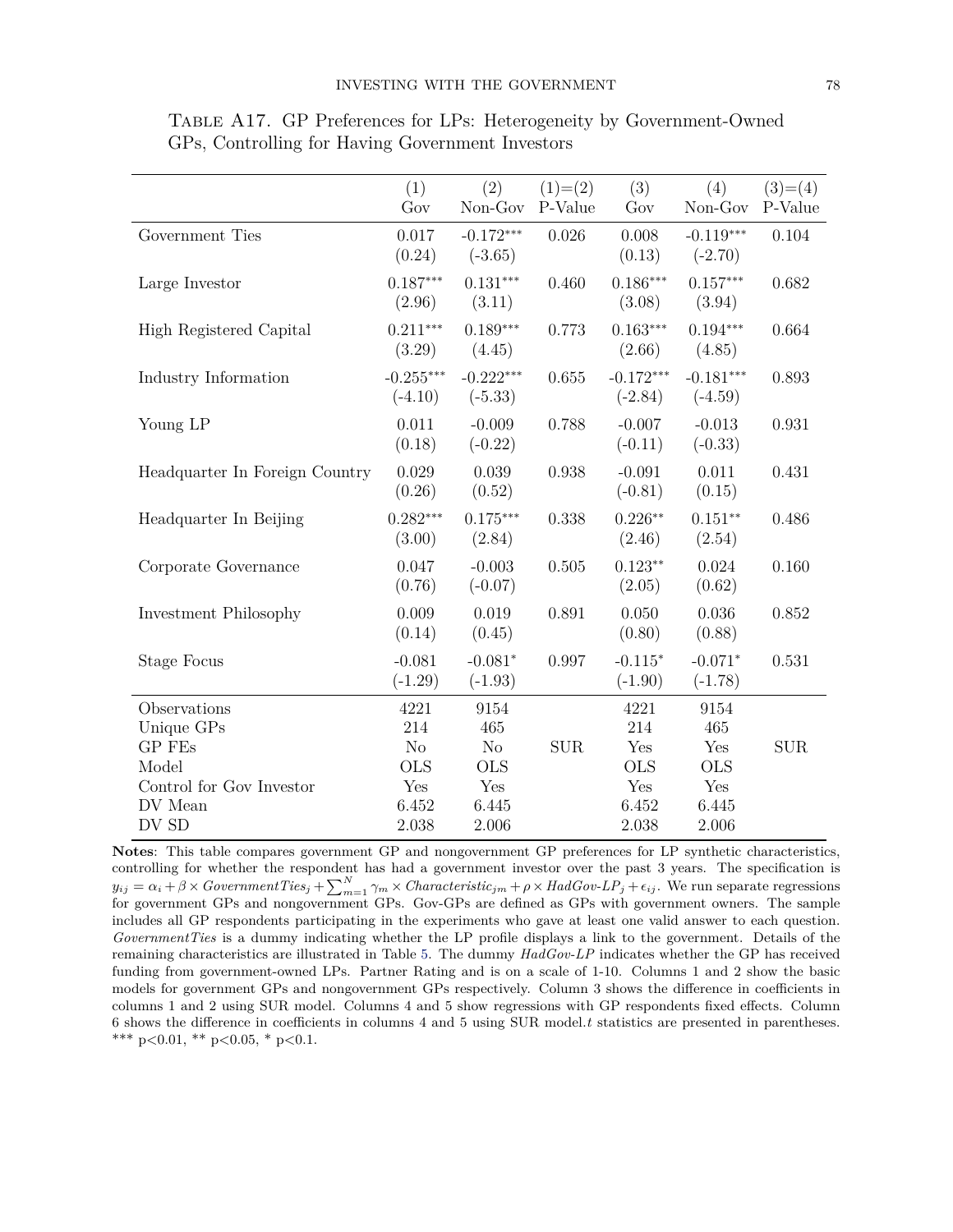TABLE A17. GP Preferences for LPs: Heterogeneity by Government-Owned GPs, Controlling for Having Government Investors

| | (1) Gov | (2) Non-Gov | (1)=(2) P-Value | (3) Gov | (4) Non-Gov | (3)=(4) P-Value |
|---|---|---|---|---|---|---|
| Government Ties | 0.017 | -0.172*** | 0.026 | 0.008 | -0.119*** | 0.104 |
| | (0.24) | (-3.65) | | (0.13) | (-2.70) | |
| Large Investor | 0.187*** | 0.131*** | 0.460 | 0.186*** | 0.157*** | 0.682 |
| | (2.96) | (3.11) | | (3.08) | (3.94) | |
| High Registered Capital | 0.211*** | 0.189*** | 0.773 | 0.163*** | 0.194*** | 0.664 |
| | (3.29) | (4.45) | | (2.66) | (4.85) | |
| Industry Information | -0.255*** | -0.222*** | 0.655 | -0.172*** | -0.181*** | 0.893 |
| | (-4.10) | (-5.33) | | (-2.84) | (-4.59) | |
| Young LP | 0.011 | -0.009 | 0.788 | -0.007 | -0.013 | 0.931 |
| | (0.18) | (-0.22) | | (-0.11) | (-0.33) | |
| Headquarter In Foreign Country | 0.029 | 0.039 | 0.938 | -0.091 | 0.011 | 0.431 |
| | (0.26) | (0.52) | | (-0.81) | (0.15) | |
| Headquarter In Beijing | 0.282*** | 0.175*** | 0.338 | 0.226** | 0.151** | 0.486 |
| | (3.00) | (2.84) | | (2.46) | (2.54) | |
| Corporate Governance | 0.047 | -0.003 | 0.505 | 0.123** | 0.024 | 0.160 |
| | (0.76) | (-0.07) | | (2.05) | (0.62) | |
| Investment Philosophy | 0.009 | 0.019 | 0.891 | 0.050 | 0.036 | 0.852 |
| | (0.14) | (0.45) | | (0.80) | (0.88) | |
| Stage Focus | -0.081 | -0.081* | 0.997 | -0.115* | -0.071* | 0.531 |
| | (-1.29) | (-1.93) | | (-1.90) | (-1.78) | |
| Observations | 4221 | 9154 | | 4221 | 9154 | |
| Unique GPs | 214 | 465 | | 214 | 465 | |
| GP FEs | No | No | SUR | Yes | Yes | SUR |
| Model | OLS | OLS | | OLS | OLS | |
| Control for Gov Investor | Yes | Yes | | Yes | Yes | |
| DV Mean | 6.452 | 6.445 | | 6.452 | 6.445 | |
| DV SD | 2.038 | 2.006 | | 2.038 | 2.006 | |

**Notes**: This table compares government GP and nongovernment GP preferences for LP synthetic characteristics, controlling for whether the respondent has had a government investor over the past 3 years. The specification is $y_{ij} = \alpha_i + \beta \times GovernmentTies_j + \sum_{m=1}^{N} \gamma_m \times Characteristic_{jm} + \rho \times HadGov\text{-}LP_j + \epsilon_{ij}$. We run separate regressions for government GPs and nongovernment GPs. Gov-GPs are defined as GPs with government owners. The sample includes all GP respondents participating in the experiments who gave at least one valid answer to each question. *GovernmentTies* is a dummy indicating whether the LP profile displays a link to the government. Details of the remaining characteristics are illustrated in Table 5. The dummy *HadGov-LP* indicates whether the GP has received funding from government-owned LPs. Partner Rating and is on a scale of 1-10. Columns 1 and 2 show the basic models for government GPs and nongovernment GPs respectively. Column 3 shows the difference in coefficients in columns 1 and 2 using SUR model. Columns 4 and 5 show regressions with GP respondents fixed effects. Column 6 shows the difference in coefficients in columns 4 and 5 using SUR model. $t$ statistics are presented in parentheses. *** p<0.01, ** p<0.05, * p<0.1.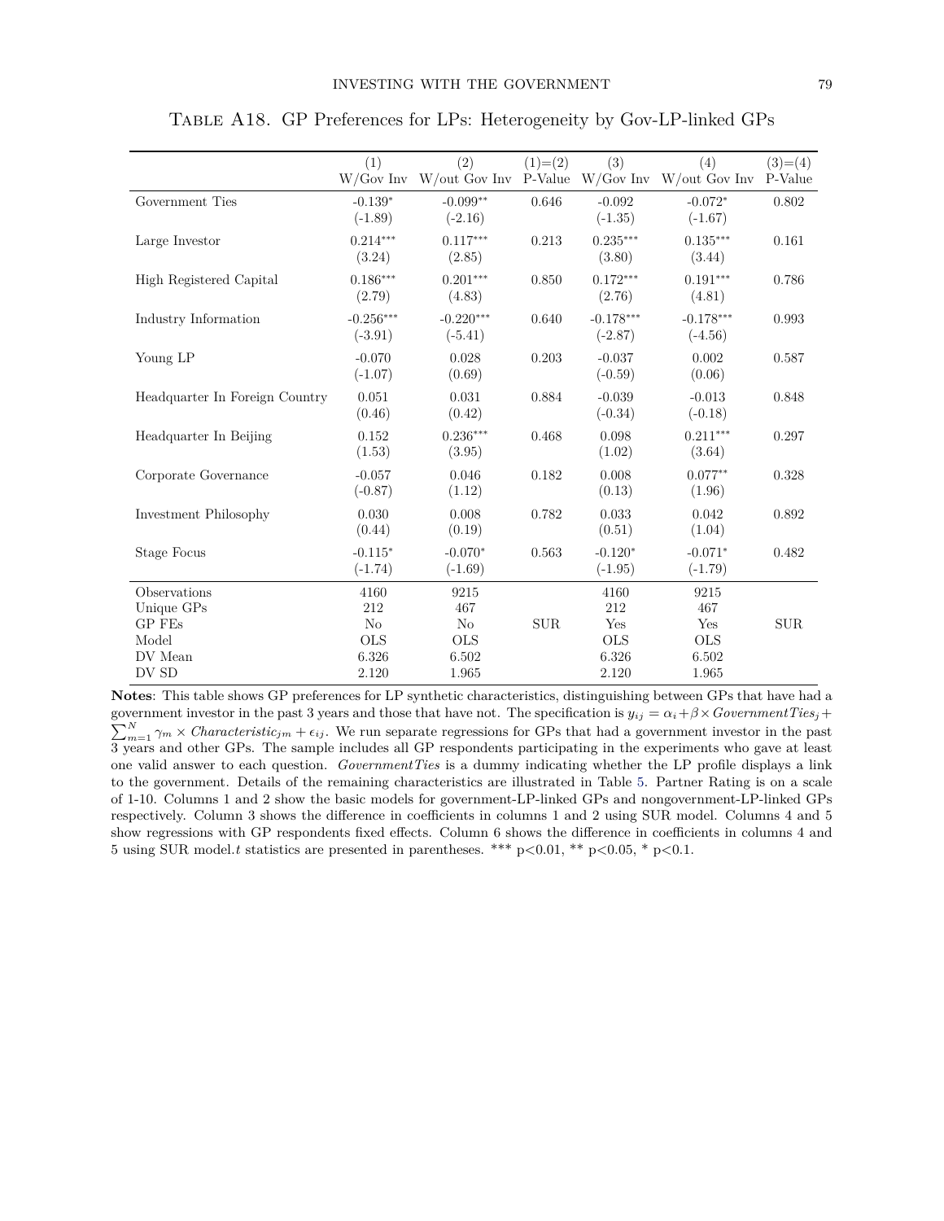Table A18. GP Preferences for LPs: Heterogeneity by Gov-LP-linked GPs

| | (1) W/Gov Inv | (2) W/out Gov Inv | (1)=(2) P-Value | (3) W/Gov Inv | (4) W/out Gov Inv | (3)=(4) P-Value |
|---|---|---|---|---|---|---|
| Government Ties | -0.139* | -0.099** | 0.646 | -0.092 | -0.072* | 0.802 |
| | (-1.89) | (-2.16) | | (-1.35) | (-1.67) | |
| Large Investor | 0.214*** | 0.117*** | 0.213 | 0.235*** | 0.135*** | 0.161 |
| | (3.24) | (2.85) | | (3.80) | (3.44) | |
| High Registered Capital | 0.186*** | 0.201*** | 0.850 | 0.172*** | 0.191*** | 0.786 |
| | (2.79) | (4.83) | | (2.76) | (4.81) | |
| Industry Information | -0.256*** | -0.220*** | 0.640 | -0.178*** | -0.178*** | 0.993 |
| | (-3.91) | (-5.41) | | (-2.87) | (-4.56) | |
| Young LP | -0.070 | 0.028 | 0.203 | -0.037 | 0.002 | 0.587 |
| | (-1.07) | (0.69) | | (-0.59) | (0.06) | |
| Headquarter In Foreign Country | 0.051 | 0.031 | 0.884 | -0.039 | -0.013 | 0.848 |
| | (0.46) | (0.42) | | (-0.34) | (-0.18) | |
| Headquarter In Beijing | 0.152 | 0.236*** | 0.468 | 0.098 | 0.211*** | 0.297 |
| | (1.53) | (3.95) | | (1.02) | (3.64) | |
| Corporate Governance | -0.057 | 0.046 | 0.182 | 0.008 | 0.077** | 0.328 |
| | (-0.87) | (1.12) | | (0.13) | (1.96) | |
| Investment Philosophy | 0.030 | 0.008 | 0.782 | 0.033 | 0.042 | 0.892 |
| | (0.44) | (0.19) | | (0.51) | (1.04) | |
| Stage Focus | -0.115* | -0.070* | 0.563 | -0.120* | -0.071* | 0.482 |
| | (-1.74) | (-1.69) | | (-1.95) | (-1.79) | |
| Observations | 4160 | 9215 | | 4160 | 9215 | |
| Unique GPs | 212 | 467 | | 212 | 467 | |
| GP FEs | No | No | SUR | Yes | Yes | SUR |
| Model | OLS | OLS | | OLS | OLS | |
| DV Mean | 6.326 | 6.502 | | 6.326 | 6.502 | |
| DV SD | 2.120 | 1.965 | | 2.120 | 1.965 | |

**Notes**: This table shows GP preferences for LP synthetic characteristics, distinguishing between GPs that have had a government investor in the past 3 years and those that have not. The specification is $y_{ij} = \alpha_i + \beta \times GovernmentTies_j + \sum_{m=1}^{N} \gamma_m \times Characteristic_{jm} + \epsilon_{ij}$. We run separate regressions for GPs that had a government investor in the past 3 years and other GPs. The sample includes all GP respondents participating in the experiments who gave at least one valid answer to each question. *GovernmentTies* is a dummy indicating whether the LP profile displays a link to the government. Details of the remaining characteristics are illustrated in Table 5. Partner Rating is on a scale of 1-10. Columns 1 and 2 show the basic models for government-LP-linked GPs and nongovernment-LP-linked GPs respectively. Column 3 shows the difference in coefficients in columns 1 and 2 using SUR model. Columns 4 and 5 show regressions with GP respondents fixed effects. Column 6 shows the difference in coefficients in columns 4 and 5 using SUR model.$t$ statistics are presented in parentheses. *** p<0.01, ** p<0.05, * p<0.1.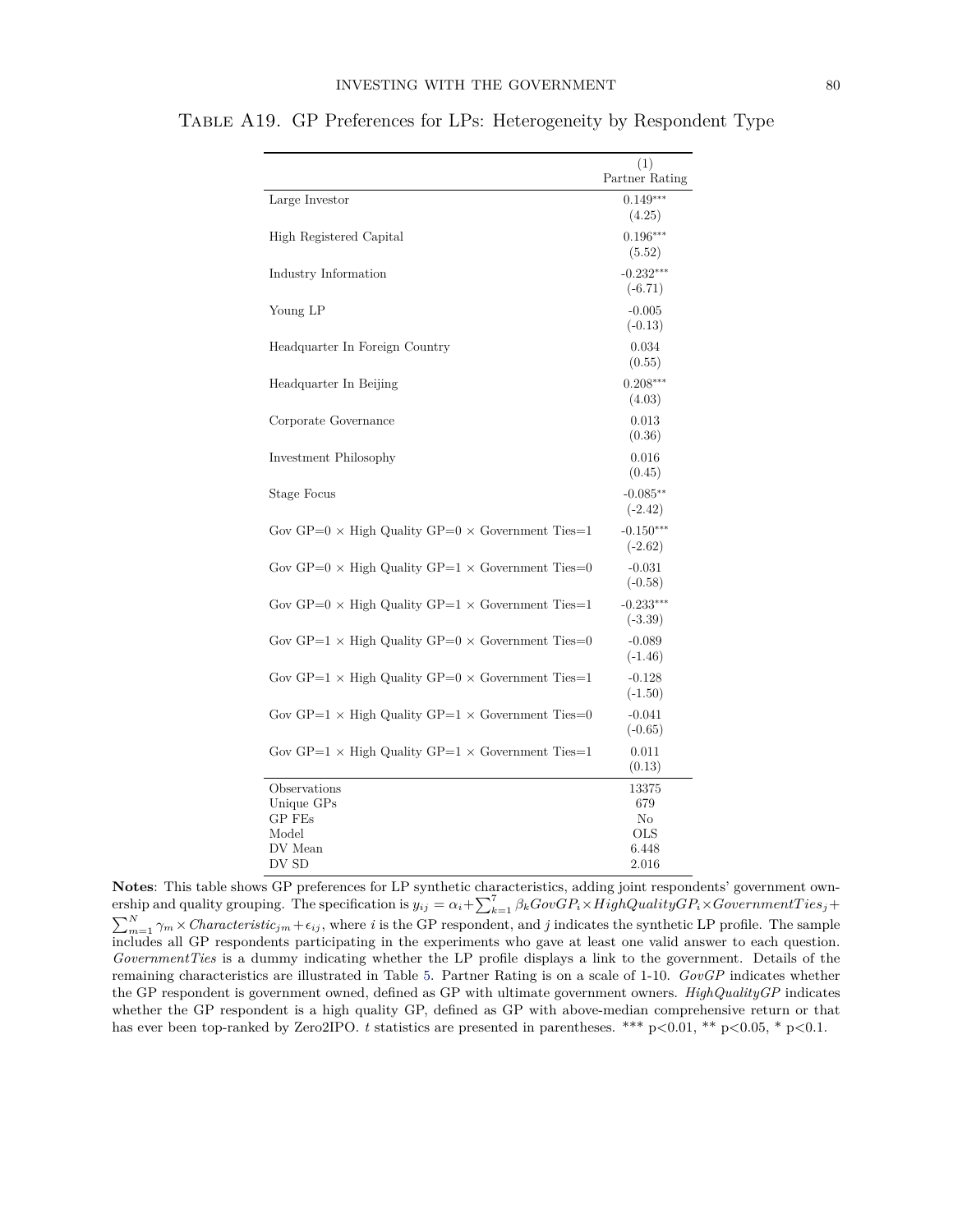Table A19. GP Preferences for LPs: Heterogeneity by Respondent Type

| | (1) Partner Rating |
|---|---|
| Large Investor | 0.149*** |
| | (4.25) |
| High Registered Capital | 0.196*** |
| | (5.52) |
| Industry Information | -0.232*** |
| | (-6.71) |
| Young LP | -0.005 |
| | (-0.13) |
| Headquarter In Foreign Country | 0.034 |
| | (0.55) |
| Headquarter In Beijing | 0.208*** |
| | (4.03) |
| Corporate Governance | 0.013 |
| | (0.36) |
| Investment Philosophy | 0.016 |
| | (0.45) |
| Stage Focus | -0.085** |
| | (-2.42) |
| Gov GP=0 × High Quality GP=0 × Government Ties=1 | -0.150*** |
| | (-2.62) |
| Gov GP=0 × High Quality GP=1 × Government Ties=0 | -0.031 |
| | (-0.58) |
| Gov GP=0 × High Quality GP=1 × Government Ties=1 | -0.233*** |
| | (-3.39) |
| Gov GP=1 × High Quality GP=0 × Government Ties=0 | -0.089 |
| | (-1.46) |
| Gov GP=1 × High Quality GP=0 × Government Ties=1 | -0.128 |
| | (-1.50) |
| Gov GP=1 × High Quality GP=1 × Government Ties=0 | -0.041 |
| | (-0.65) |
| Gov GP=1 × High Quality GP=1 × Government Ties=1 | 0.011 |
| | (0.13) |
| Observations | 13375 |
| Unique GPs | 679 |
| GP FEs | No |
| Model | OLS |
| DV Mean | 6.448 |
| DV SD | 2.016 |

**Notes**: This table shows GP preferences for LP synthetic characteristics, adding joint respondents' government ownership and quality grouping. The specification is $y_{ij} = \alpha_i + \sum_{k=1}^{7} \beta_k GovGP_i \times HighQualityGP_i \times GovernmentTies_j + \sum_{m=1}^{N} \gamma_m \times Characteristic_{jm} + \epsilon_{ij}$, where $i$ is the GP respondent, and $j$ indicates the synthetic LP profile. The sample includes all GP respondents participating in the experiments who gave at least one valid answer to each question. *GovernmentTies* is a dummy indicating whether the LP profile displays a link to the government. Details of the remaining characteristics are illustrated in Table 5. Partner Rating is on a scale of 1-10. *GovGP* indicates whether the GP respondent is government owned, defined as GP with ultimate government owners. *HighQualityGP* indicates whether the GP respondent is a high quality GP, defined as GP with above-median comprehensive return or that has ever been top-ranked by Zero2IPO. $t$ statistics are presented in parentheses. *** p<0.01, ** p<0.05, * p<0.1.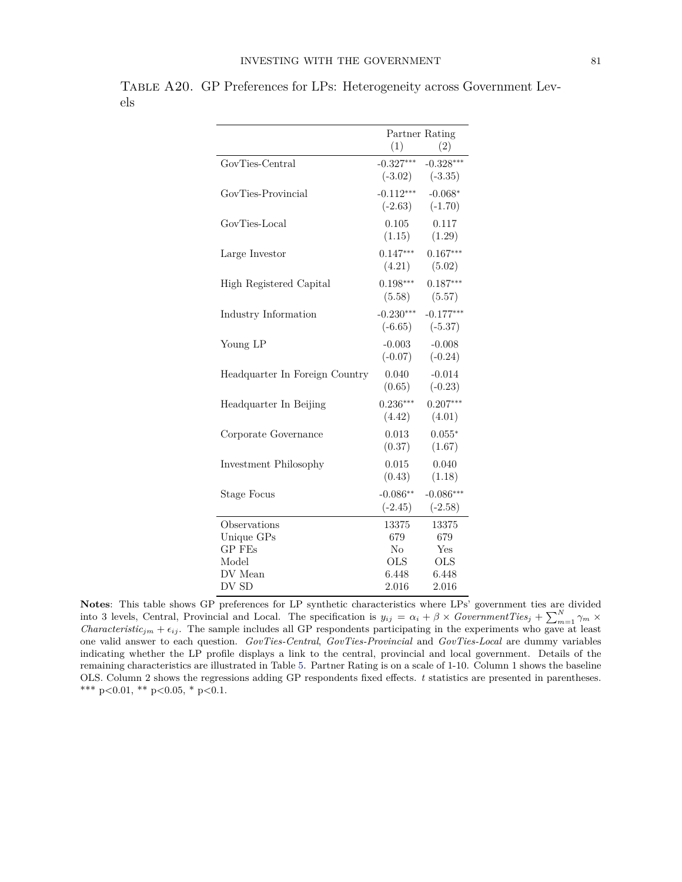Table A20. GP Preferences for LPs: Heterogeneity across Government Levels

| | Partner Rating | |
|---|---|---|
| | (1) | (2) |
| GovTies-Central | -0.327*** | -0.328*** |
| | (-3.02) | (-3.35) |
| GovTies-Provincial | -0.112*** | -0.068* |
| | (-2.63) | (-1.70) |
| GovTies-Local | 0.105 | 0.117 |
| | (1.15) | (1.29) |
| Large Investor | 0.147*** | 0.167*** |
| | (4.21) | (5.02) |
| High Registered Capital | 0.198*** | 0.187*** |
| | (5.58) | (5.57) |
| Industry Information | -0.230*** | -0.177*** |
| | (-6.65) | (-5.37) |
| Young LP | -0.003 | -0.008 |
| | (-0.07) | (-0.24) |
| Headquarter In Foreign Country | 0.040 | -0.014 |
| | (0.65) | (-0.23) |
| Headquarter In Beijing | 0.236*** | 0.207*** |
| | (4.42) | (4.01) |
| Corporate Governance | 0.013 | 0.055* |
| | (0.37) | (1.67) |
| Investment Philosophy | 0.015 | 0.040 |
| | (0.43) | (1.18) |
| Stage Focus | -0.086** | -0.086*** |
| | (-2.45) | (-2.58) |
| Observations | 13375 | 13375 |
| Unique GPs | 679 | 679 |
| GP FEs | No | Yes |
| Model | OLS | OLS |
| DV Mean | 6.448 | 6.448 |
| DV SD | 2.016 | 2.016 |

**Notes**: This table shows GP preferences for LP synthetic characteristics where LPs' government ties are divided into 3 levels, Central, Provincial and Local. The specification is $y_{ij} = \alpha_i + \beta \times \mathit{GovernmentTies}_j + \sum_{m=1}^{N} \gamma_m \times \mathit{Characteristic}_{jm} + \epsilon_{ij}$. The sample includes all GP respondents participating in the experiments who gave at least one valid answer to each question. *GovTies-Central*, *GovTies-Provincial* and *GovTies-Local* are dummy variables indicating whether the LP profile displays a link to the central, provincial and local government. Details of the remaining characteristics are illustrated in Table 5. Partner Rating is on a scale of 1-10. Column 1 shows the baseline OLS. Column 2 shows the regressions adding GP respondents fixed effects. *t* statistics are presented in parentheses. *** p<0.01, ** p<0.05, * p<0.1.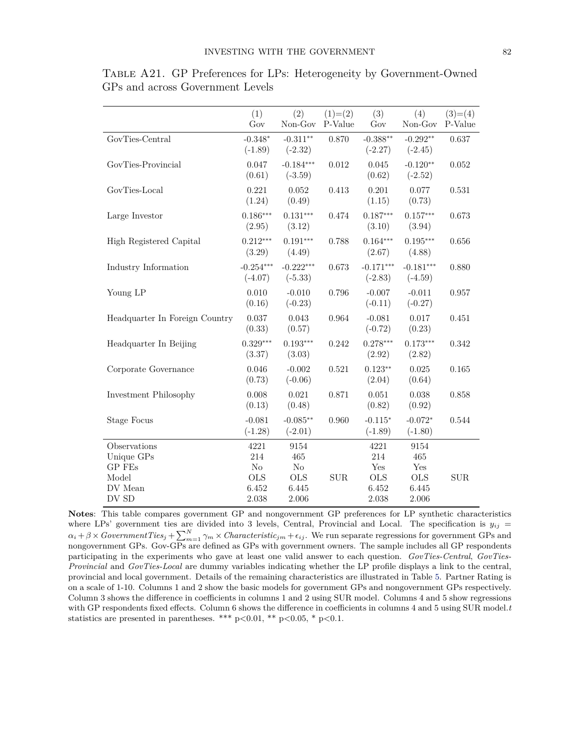Table A21. GP Preferences for LPs: Heterogeneity by Government-Owned GPs and across Government Levels

| | (1)<br>Gov | (2)<br>Non-Gov | (1)=(2)<br>P-Value | (3)<br>Gov | (4)<br>Non-Gov | (3)=(4)<br>P-Value |
|---|---|---|---|---|---|---|
| GovTies-Central | -0.348*<br>(-1.89) | -0.311**<br>(-2.32) | 0.870 | -0.388**<br>(-2.27) | -0.292**<br>(-2.45) | 0.637 |
| GovTies-Provincial | 0.047<br>(0.61) | -0.184***<br>(-3.59) | 0.012 | 0.045<br>(0.62) | -0.120**<br>(-2.52) | 0.052 |
| GovTies-Local | 0.221<br>(1.24) | 0.052<br>(0.49) | 0.413 | 0.201<br>(1.15) | 0.077<br>(0.73) | 0.531 |
| Large Investor | 0.186***<br>(2.95) | 0.131***<br>(3.12) | 0.474 | 0.187***<br>(3.10) | 0.157***<br>(3.94) | 0.673 |
| High Registered Capital | 0.212***<br>(3.29) | 0.191***<br>(4.49) | 0.788 | 0.164***<br>(2.67) | 0.195***<br>(4.88) | 0.656 |
| Industry Information | -0.254***<br>(-4.07) | -0.222***<br>(-5.33) | 0.673 | -0.171***<br>(-2.83) | -0.181***<br>(-4.59) | 0.880 |
| Young LP | 0.010<br>(0.16) | -0.010<br>(-0.23) | 0.796 | -0.007<br>(-0.11) | -0.011<br>(-0.27) | 0.957 |
| Headquarter In Foreign Country | 0.037<br>(0.33) | 0.043<br>(0.57) | 0.964 | -0.081<br>(-0.72) | 0.017<br>(0.23) | 0.451 |
| Headquarter In Beijing | 0.329***<br>(3.37) | 0.193***<br>(3.03) | 0.242 | 0.278***<br>(2.92) | 0.173***<br>(2.82) | 0.342 |
| Corporate Governance | 0.046<br>(0.73) | -0.002<br>(-0.06) | 0.521 | 0.123**<br>(2.04) | 0.025<br>(0.64) | 0.165 |
| Investment Philosophy | 0.008<br>(0.13) | 0.021<br>(0.48) | 0.871 | 0.051<br>(0.82) | 0.038<br>(0.92) | 0.858 |
| Stage Focus | -0.081<br>(-1.28) | -0.085**<br>(-2.01) | 0.960 | -0.115*<br>(-1.89) | -0.072*<br>(-1.80) | 0.544 |
| Observations | 4221 | 9154 | | 4221 | 9154 | |
| Unique GPs | 214 | 465 | | 214 | 465 | |
| GP FEs | No | No | | Yes | Yes | |
| Model | OLS | OLS | SUR | OLS | OLS | SUR |
| DV Mean | 6.452 | 6.445 | | 6.452 | 6.445 | |
| DV SD | 2.038 | 2.006 | | 2.038 | 2.006 | |

**Notes**: This table compares government GP and nongovernment GP preferences for LP synthetic characteristics where LPs' government ties are divided into 3 levels, Central, Provincial and Local. The specification is $y_{ij} = \alpha_i + \beta \times GovernmentTies_j + \sum_{m=1}^{N} \gamma_m \times Characteristic_{jm} + \epsilon_{ij}$. We run separate regressions for government GPs and nongovernment GPs. Gov-GPs are defined as GPs with government owners. The sample includes all GP respondents participating in the experiments who gave at least one valid answer to each question. *GovTies-Central*, *GovTies-Provincial* and *GovTies-Local* are dummy variables indicating whether the LP profile displays a link to the central, provincial and local government. Details of the remaining characteristics are illustrated in Table 5. Partner Rating is on a scale of 1-10. Columns 1 and 2 show the basic models for government GPs and nongovernment GPs respectively. Column 3 shows the difference in coefficients in columns 1 and 2 using SUR model. Columns 4 and 5 show regressions with GP respondents fixed effects. Column 6 shows the difference in coefficients in columns 4 and 5 using SUR model. $t$ statistics are presented in parentheses. *** p<0.01, ** p<0.05, * p<0.1.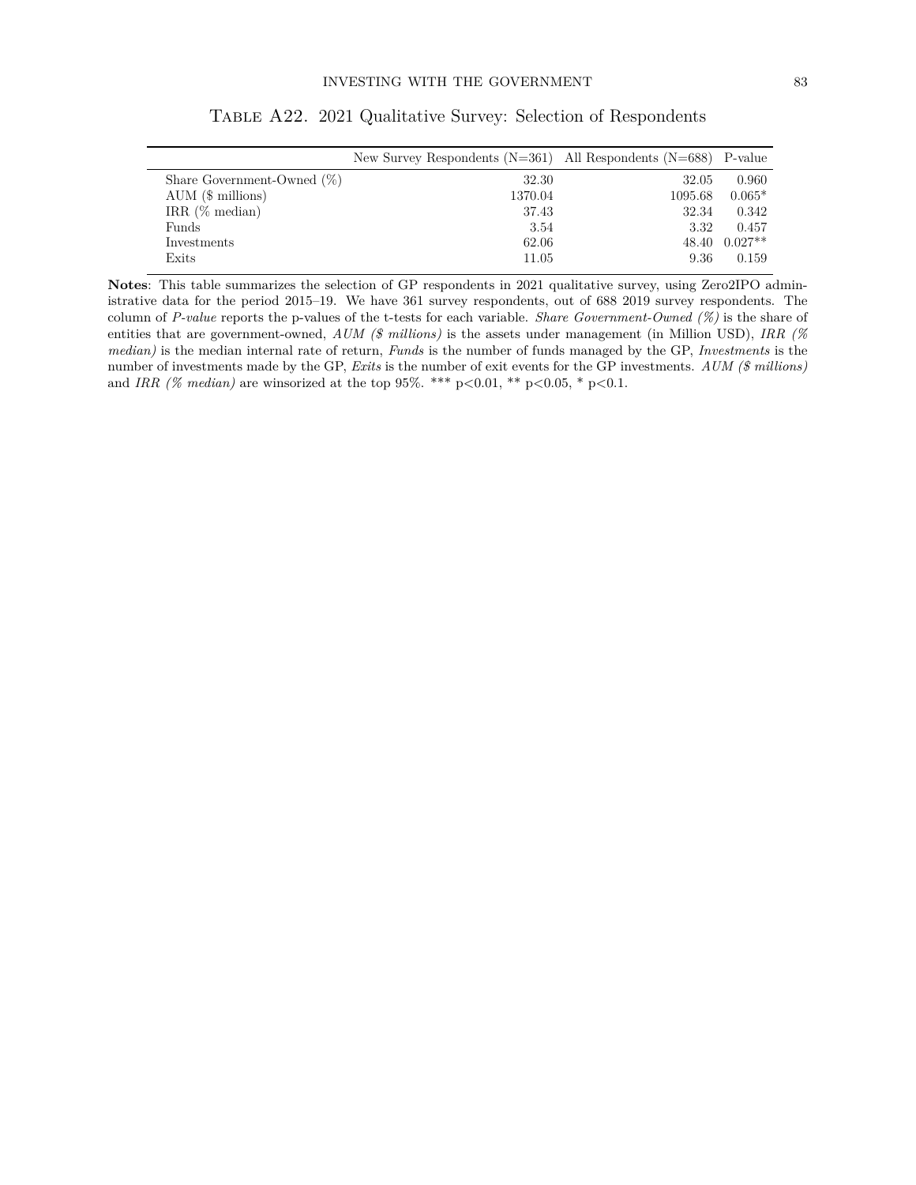Table A22. 2021 Qualitative Survey: Selection of Respondents

| | New Survey Respondents (N=361) | All Respondents (N=688) | P-value |
|---|---|---|---|
| Share Government-Owned (%) | 32.30 | 32.05 | 0.960 |
| AUM ($ millions) | 1370.04 | 1095.68 | 0.065* |
| IRR (% median) | 37.43 | 32.34 | 0.342 |
| Funds | 3.54 | 3.32 | 0.457 |
| Investments | 62.06 | 48.40 | 0.027** |
| Exits | 11.05 | 9.36 | 0.159 |

**Notes**: This table summarizes the selection of GP respondents in 2021 qualitative survey, using Zero2IPO administrative data for the period 2015–19. We have 361 survey respondents, out of 688 2019 survey respondents. The column of *P-value* reports the p-values of the t-tests for each variable. *Share Government-Owned (%)* is the share of entities that are government-owned, *AUM ($ millions)* is the assets under management (in Million USD), *IRR (% median)* is the median internal rate of return, *Funds* is the number of funds managed by the GP, *Investments* is the number of investments made by the GP, *Exits* is the number of exit events for the GP investments. *AUM ($ millions)* and *IRR (% median)* are winsorized at the top 95%. *** $p<0.01$, ** $p<0.05$, * $p<0.1$.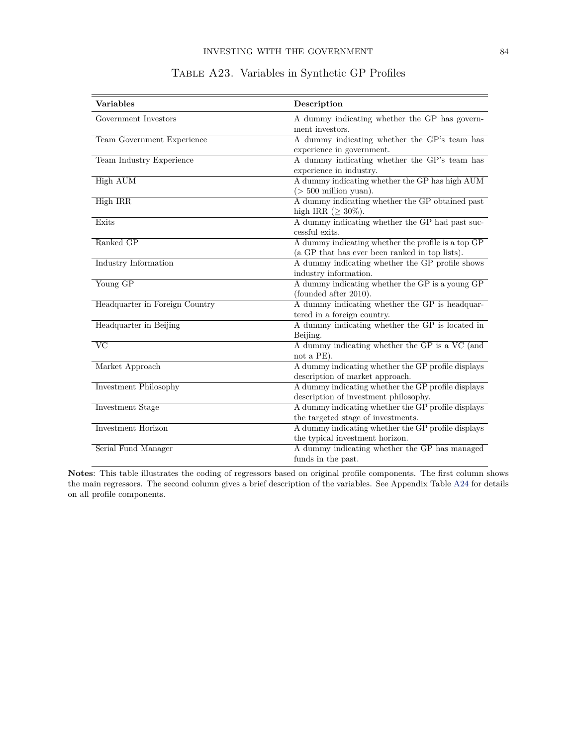# Table A23. Variables in Synthetic GP Profiles

| **Variables** | **Description** |
|---|---|
| Government Investors | A dummy indicating whether the GP has government investors. |
| Team Government Experience | A dummy indicating whether the GP's team has experience in government. |
| Team Industry Experience | A dummy indicating whether the GP's team has experience in industry. |
| High AUM | A dummy indicating whether the GP has high AUM ($>$ 500 million yuan). |
| High IRR | A dummy indicating whether the GP obtained past high IRR ($\geq$ 30%). |
| Exits | A dummy indicating whether the GP had past successful exits. |
| Ranked GP | A dummy indicating whether the profile is a top GP (a GP that has ever been ranked in top lists). |
| Industry Information | A dummy indicating whether the GP profile shows industry information. |
| Young GP | A dummy indicating whether the GP is a young GP (founded after 2010). |
| Headquarter in Foreign Country | A dummy indicating whether the GP is headquartered in a foreign country. |
| Headquarter in Beijing | A dummy indicating whether the GP is located in Beijing. |
| VC | A dummy indicating whether the GP is a VC (and not a PE). |
| Market Approach | A dummy indicating whether the GP profile displays description of market approach. |
| Investment Philosophy | A dummy indicating whether the GP profile displays description of investment philosophy. |
| Investment Stage | A dummy indicating whether the GP profile displays the targeted stage of investments. |
| Investment Horizon | A dummy indicating whether the GP profile displays the typical investment horizon. |
| Serial Fund Manager | A dummy indicating whether the GP has managed funds in the past. |

**Notes**: This table illustrates the coding of regressors based on original profile components. The first column shows the main regressors. The second column gives a brief description of the variables. See Appendix Table A24 for details on all profile components.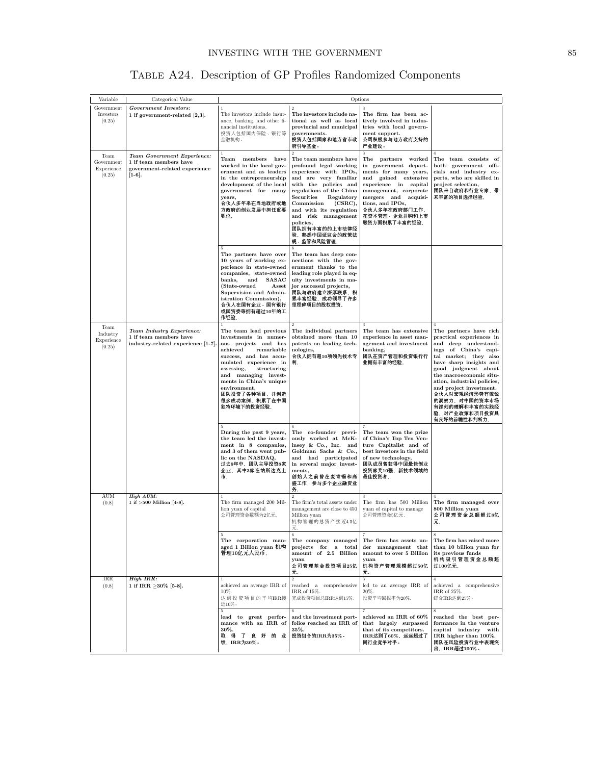# Table A24. Description of GP Profiles Randomized Components

| Variable | Categorical Value | Options | | | |
|---|---|---|---|---|---|
| Government Investors (0.25) | ***Government Investors:*** **1 if government-related [2,3].** | 1 The investors include insurance, banking, and other financial institutions. 投资人包括国内保险、银行等金融机构。 | 2 **The investors include national as well as local provincial and municipal governments. 投资人包括国家和地方省市政府引导基金。** | 3 **The firm has been actively involved in industries with local government support. 公司积极参与地方政府支持的产业建设。** | |
| Team Government Experience (0.25) | ***Team Government Experience:*** **1 if team members have government-related experience [1-6].** | 1 **Team members have worked in the local government and as leaders in the entrepreneurship development of the local government for many years, 合伙人多年来在当地政府或地方政府的创业发展中担任重要职位，** | 2 **The team members have profound legal working experience with IPOs, and are very familiar with the policies and regulations of the China Securities Regulatory Commission (CSRC), and with its regulation and risk management policies, 团队拥有丰富的上市法律经验，熟悉中国证监会的政策法规、监管和风险管理，** | 3 **The partners worked in government departments for many years, and gained extensive experience in capital management, corporate mergers and acquisitions, and IPOs, 合伙人多年在政府部门工作，在资本管理、企业并购和上市融资方面积累了丰富的经验，** | 4 **The team consists of both government officials and industry experts, who are skilled in project selection, 团队来自政府和行业专家，带来丰富的项目选择经验，** |
| | | 5 **The partners have over 10 years of working experience in state-owned companies, state-owned banks, and SASAC (State-owned Asset Supervision and Administration Commission), 合伙人在国有企业、国有银行或国资委等拥有超过10年的工作经验，** | 6 **The team has deep connections with the government thanks to the leading role played in equity investments in major successul projects, 团队与政府建立深厚联系，积累丰富经验，成功领导了许多里程碑项目的股权投资，** | | |
| Team Industry Experience (0.25) | ***Team Industry Experience:*** 1 if team members have industry-related experience [1-7]. | 1 The team lead previous investments in numerous projects and has achieved remarkable success, and has accumulated experience in assessing, structuring and managing investments in China's unique environment, 团队投资了各种项目，并创造很多成功案例，积累了在中国独特环境下的投资经验， | 2 The individual partners obtained more than 10 patents on leading technologies, 合伙人拥有超10项领先技术专利， | 3 The team has extensive experience in asset management and investment banking, 团队在资产管理和投资银行行业拥有丰富的经验， | 4 The partners have rich practical experiences in and deep understandings of China's capital market; they also have sharp insights and good judgment about the macroeconomic situation, industrial policies, and project investment. 合伙人对宏观经济形势有敏锐的洞察力，对中国的资本市场有深刻的理解和丰富的实践经验，对产业政策和项目投资具有良好的前瞻性和判断力， |
| | | 5 During the past 9 years, the team led the investment in 8 companies, and 3 of them went public on the NASDAQ, 过去9年中，团队主导投资8家企业，其中3家在纳斯达克上市， | 6 The co-founder previously worked at McKinsey & Co., Inc. and Goldman Sachs & Co., and had participated in several major investments, 创始人之前曾在麦肯锡和高盛工作，参与多个企业融资业务， | 7 The team won the prize of China's Top Ten Venture Capitalist and of best investors in the field of new technology, 团队成员曾获得中国最佳创业投资家奖10强，新技术领域的最佳投资者， | |
| AUM (0.8) | ***High AUM:*** **1 if >500 Million [4-8].** | 1 The firm managed 200 Million yuan of capital 公司管理资金数额为2亿元， | 2 The firm's total assets under management are close to 450 Million yuan 机构管理的总资产接近4.5亿元， | 3 The firm has 500 Million yuan of capital to manage 公司管理资金5亿元， | 4 **The firm managed over 800 Million yuan 公司管理资金总额超过8亿元，** |
| | | 5 **The corporation managed 1 Billion yuan 机构管理10亿元人民币，** | 6 **The company managed projects for a total amount of 2.5 Billion yuan 公司管理基金投资项目25亿元，** | 7 **The firm has assets under management that amount to over 5 Billion yuan 机构资产管理规模超过50亿元，** | 8 **The firm has raised more than 10 billion yuan for its previous funds 机构吸引管理资金总额超过100亿元，** |
| IRR (0.8) | ***High IRR:*** **1 if IRR ≥30% [5-8].** | 1 achieved an average IRR of 10%. 达到投资项目的平均IRR接近10%。 | 2 reached a comprehensive IRR of 15%. 完成投资项目总IRR达到15%。 | 3 led to an average IRR of 20%. 投资平均回报率为20%。 | 4 achieved a comprehensive IRR of 25%. 综合IRR达到25%。 |
| | | 5 **lead to great performance with an IRR of 30%. 取得了良好的业绩，IRR为30%。** | 6 **and the investment portfolios reached an IRR of 35%. 投资组合的IRR为35%。** | 7 **achieved an IRR of 60% that largely surpassed that of its competitors. IRR达到了60%，远远超过了同行业竞争对手。** | 8 **reached the best performance in the venture capital industry with IRR higher than 100%. 团队在风险投资行业中表现突出，IRR超过100%。** |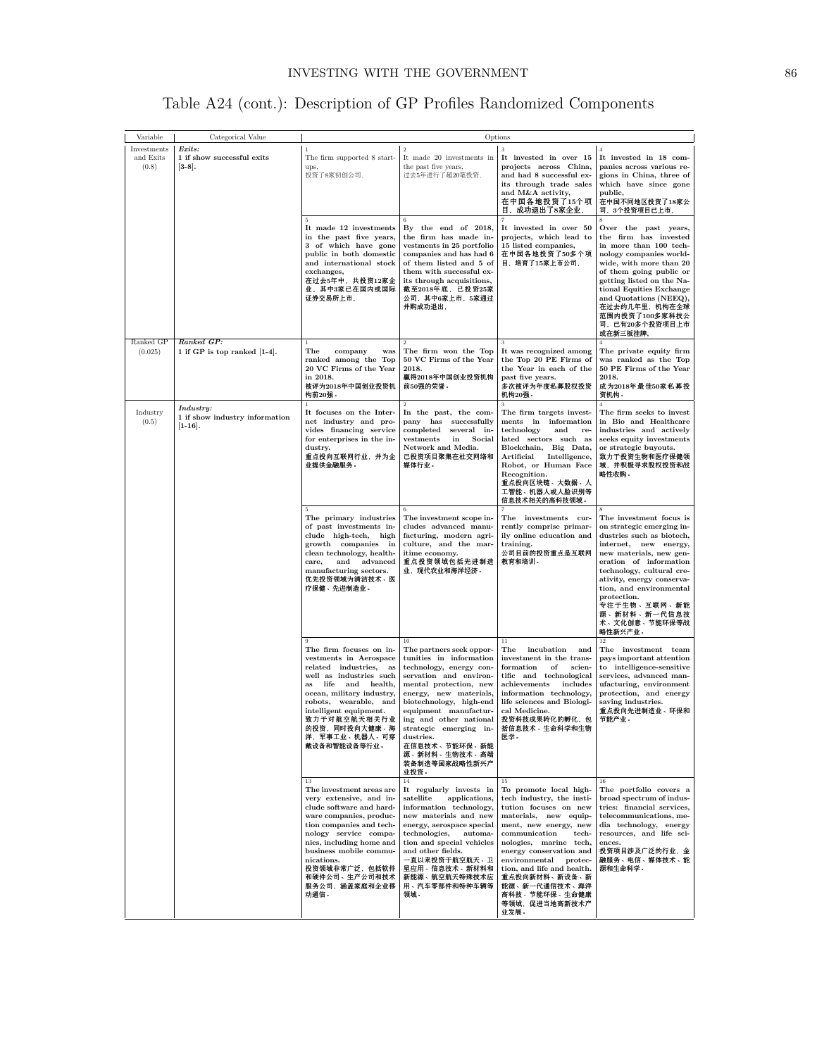# Table A24 (cont.): Description of GP Profiles Randomized Components

| Variable | Categorical Value | Options | | | |
|---|---|---|---|---|---|
| Investments and Exits (0.8) | ***Exits:*** **1 if show successful exits [3-8].** | 1 The firm supported 8 start-ups, 投资了8家初创公司. | 2 It made 20 investments in the past five years, 过去5年进行了超20笔投资. | 3 **It invested in over 15 projects across China, and had 8 successful exits through trade sales and M&A activity,** **在中国各地投资了15个项目，成功退出了8家企业.** | 4 **It invested in 18 companies across various regions in China, three of which have since gone public,** **在中国不同地区投资了18家公司，3个投资项目已上市.** |
| | | 5 **It made 12 investments in the past five years, 3 of which have gone public in both domestic and international stock exchanges,** **在过去5年中，共投资12家企业，其中3家已在国内或国际证券交易所上市.** | 6 **By the end of 2018, the firm has made investments in 25 portfolio companies and has had 6 of them listed and 5 of them with successful exits through acquisitions,** **截至2018年底，已投资25家公司，其中6家上市，5家通过并购成功退出.** | 7 **It invested in over 50 projects, which lead to 15 listed companies,** **在中国各地投资了50多个项目，培育了15家上市公司.** | 8 **Over the past years, the firm has invested in more than 100 technology companies worldwide, with more than 20 of them going public or getting listed on the National Equities Exchange and Quotations (NEEQ),** **在过去的几年里，机构在全球范围内投资了100多家科技公司，已有20多个投资项目上市或在新三板挂牌.** |
| Ranked GP (0.025) | ***Ranked GP:*** **1 if GP is top ranked [1-4].** | 1 **The company was ranked among the Top 20 VC Firms of the Year in 2018.** **被评为2018年中国创业投资机构前20强。** | 2 **The firm won the Top 50 VC Firms of the Year 2018.** **赢得2018年中国创业投资机构前50强的荣誉。** | 3 **It was recognized among the Top 20 PE Firms of the Year in each of the past five years.** **多次被评为年度私募股权投资机构20强。** | 4 **The private equity firm was ranked as the Top 50 PE Firms of the Year 2018.** **成为2018年最佳50家私募投资机构。** |
| Industry (0.5) | ***Industry:*** **1 if show industry information [1-16].** | 1 **It focuses on the Internet industry and provides financing service for enterprises in the industry.** **重点投向互联网行业，并为企业提供金融服务。** | 2 **In the past, the company has successfully completed several investments in Social Network and Media.** **已投资项目聚集在社交网络和媒体行业。** | 3 **The firm targets investments in information technology and related sectors such as Blockchain, Big Data, Artificial Intelligence, Robot, or Human Face Recognition.** **重点投向区块链、大数据、人工智能、机器人或人脸识别等信息技术相关的高科技领域。** | 4 **The firm seeks to invest in Bio and Healthcare industries and actively seeks equity investments or strategic buyouts.** **致力于投资生物和医疗保健领域，并积极寻求股权投资和战略收购。** |
| | | 5 **The primary industries of past investments include high-tech, high growth companies in clean technology, healthcare, and advanced manufacturing sectors.** **优先投资领域为清洁技术、医疗保健、先进制造业。** | 6 **The investment scope includes advanced manufacturing, modern agriculture, and the maritime economy.** **重点投资领域包括先进制造业，现代农业和海洋经济。** | 7 **The investments currently comprise primarily online education and training.** **公司目前的投资重点是互联网教育和培训。** | 8 **The investment focus is on strategic emerging industries such as biotech, internet, new energy, new materials, new generation of information technology, cultural creativity, energy conservation, and environmental protection.** **专注于生物、互联网、新能源、新材料、新一代信息技术、文化创意、节能环保等战略新兴产业。** |
| | | 9 **The firm focuses on investments in Aerospace related industries, as well as industries such as life and health, ocean, military industry, robots, wearable, and intelligent equipment.** **致力于对航空航天相关行业的投资，同时投向大健康、海洋、军事工业、机器人、可穿戴设备和智能设备等行业。** | 10 **The partners seek opportunities in information technology, energy conservation and environmental protection, new energy, new materials, biotechnology, high-end equipment manufacturing and other national strategic emerging industries.** **在信息技术、节能环保、新能源、新材料、生物技术、高端装备制造等国家战略新兴产业投资。** | 11 **The incubation and investment in the transformation of scientific and technological achievements includes information technology, life sciences and Biological Medicine.** **投资科技成果转化的孵化，包括信息技术、生命科学和生物医学。** | 12 **The investment team pays important attention to intelligence-sensitive services, advanced manufacturing, environment protection, and energy saving industries.** **重点投向先进制造业、环保和节能产业。** |
| | | 13 **The investment areas are very extensive, and include software and hardware companies, production companies and technology service companies, including home and business mobile communications.** **投资领域非常广泛，包括软件和硬件公司、生产公司和技术服务公司，涵盖家庭和企业移动通信。** | 14 **It regularly invests in satellite applications, information technology, new materials and new energy, aerospace special technologies, automation and special vehicles and other fields.** **一直以来投资于航空航天、卫星应用、信息技术、新材料和新能源、航空航天特殊技术应用、汽车零部件和特种车辆等领域。** | 15 **To promote local high-tech industry, the institution focuses on new materials, new equipment, new energy, new communication technologies, marine tech, energy conservation and environmental protection, and life and health.** **重点投向新材料、新设备、新能源、新一代通信技术、海洋高科技、节能环保、生命健康等领域，促进当地高新技术产业发展。** | 16 **The portfolio covers a broad spectrum of industries: financial services, telecommunications, media technology, energy resources, and life sciences.** **投资项目涉及广泛的行业，金融服务、电信、媒体技术、能源和生命科学。** |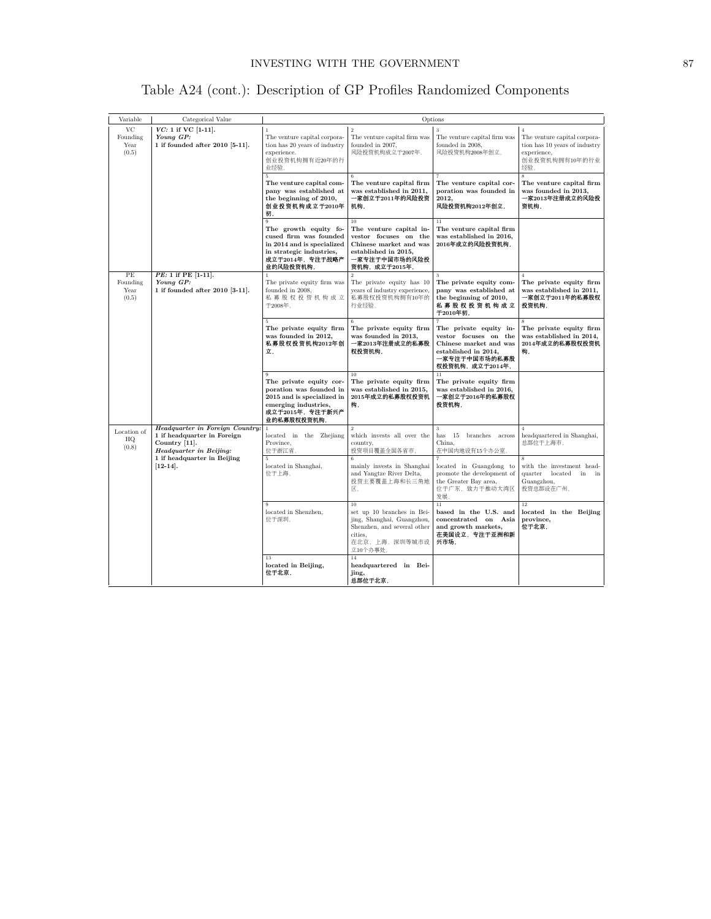# Table A24 (cont.): Description of GP Profiles Randomized Components

| Variable | Categorical Value | Options | | | |
|---|---|---|---|---|---|
| VC Founding Year (0.5) | *VC:* **1 if VC [1-11].** *Young GP:* **1 if founded after 2010 [5-11].** | 1 The venture capital corporation has 20 years of industry experience. 创业投资机构拥有近20年的行业经验。 | 2 The venture capital firm was founded in 2007. 风险投资机构成立于2007年。 | 3 The venture capital firm was founded in 2008. 风险投资机构2008年创立。 | 4 The venture capital corporation has 10 years of industry experience. 创业投资机构拥有10年的行业经验。 |
| | | 5 **The venture capital company was established at the beginning of 2010. 创业投资机构成立于2010年初。** | 6 **The venture capital firm was established in 2011. 一家创立于2011年的风险投资机构。** | 7 **The venture capital corporation was founded in 2012. 风险投资机构2012年创立。** | 8 **The venture capital firm was founded in 2013. 一家2013年注册成立的风险投资机构。** |
| | | 9 **The growth equity focused firm was founded in 2014 and is specialized in strategic industries. 成立于2014年，专注于战略产业的风险投资机构。** | 10 **The venture capital investor focuses on the Chinese market and was established in 2015. 一家专注于中国市场的风险投资机构，成立于2015年。** | 11 **The venture capital firm was established in 2016. 2016年成立的风险投资机构。** | |
| PE Founding Year (0.5) | *PE:* **1 if PE [1-11].** *Young GP:* **1 if founded after 2010 [3-11].** | 1 The private equity firm was founded in 2008. 私募股权投资机构成立于2008年。 | 2 The private equity has 10 years of industry experience. 私募股权投资机构拥有10年的行业经验。 | 3 **The private equity company was established at the beginning of 2010. 私募股权投资机构成立于2010年初。** | 4 **The private equity firm was established in 2011. 一家创立于2011年的私募股权投资机构。** |
| | | 5 **The private equity firm was founded in 2012. 私募股权投资机构2012年创立。** | 6 **The private equity firm was founded in 2013. 一家2013年注册成立的私募股权投资机构。** | 7 **The private equity investor focuses on the Chinese market and was established in 2014. 一家专注于中国市场的私募股权投资机构，成立于2014年。** | 8 **The private equity firm was established in 2014. 2014年成立的私募股权投资机构。** |
| | | 9 **The private equity corporation was founded in 2015 and is specialized in emerging industries. 成立于2015年，专注于新兴产业的私募股权投资机构。** | 10 **The private equity firm was established in 2015. 2015年成立的私募股权投资机构。** | 11 **The private equity firm was established in 2016. 一家创立于2016年的私募股权投资机构。** | |
| Location of HQ (0.8) | *Headquarter in Foreign Country:* **1 if headquarter in Foreign Country [11].** *Headquarter in Beijing:* **1 if headquarter in Beijing [12-14].** | 1 located in the Zhejiang Province. 位于浙江省。 | 2 which invests all over the country. 投资项目覆盖全国各省市。 | 3 has 15 branches across China. 在中国内地设有15个办公室。 | 4 headquartered in Shanghai. 总部位于上海市。 |
| | | 5 located in Shanghai. 位于上海。 | 6 mainly invests in Shanghai and Yangtze River Delta. 投资主要覆盖上海和长三角地区。 | 7 located in Guangdong to promote the development of the Greater Bay area. 位于广东，致力于推动大湾区发展。 | 8 with the investment headquarter located in in Guangzhou. 投资总部设在广州。 |
| | | 9 located in Shenzhen. 位于深圳。 | 10 set up 10 branches in Beijing, Shanghai, Guangzhou, Shenzhen, and several other cities. 在北京、上海、深圳等城市设立10个办事处。 | 11 **based in the U.S. and concentrated on Asia and growth markets. 在美国设立，专注于亚洲和新兴市场。** | 12 **located in the Beijing province. 位于北京。** |
| | | 13 **located in Beijing. 位于北京。** | 14 **headquartered in Beijing. 总部位于北京。** | | |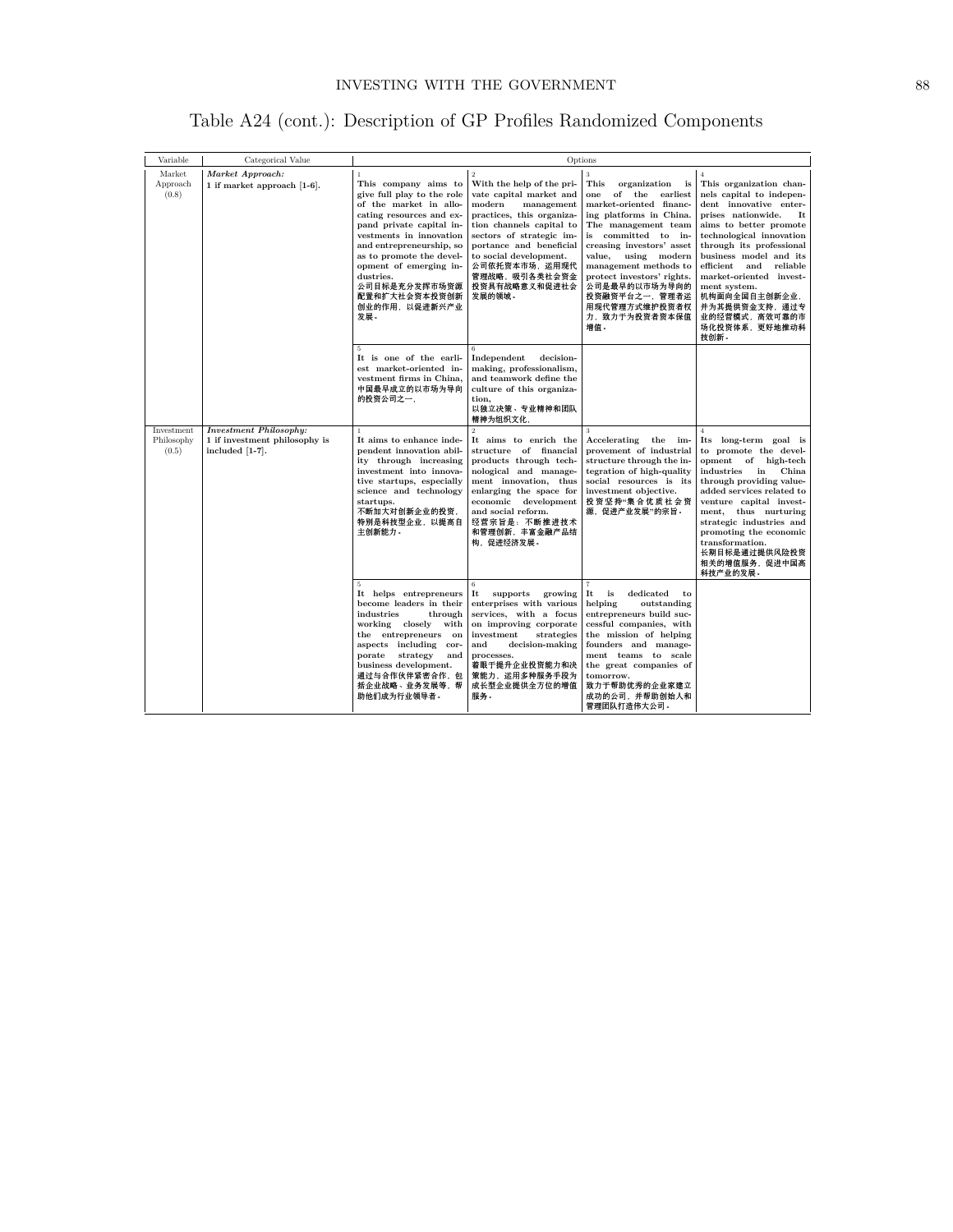# Table A24 (cont.): Description of GP Profiles Randomized Components

| Variable | Categorical Value | Options | | | |
|---|---|---|---|---|---|
| Market Approach (0.8) | ***Market Approach:*** **1 if market approach [1-6].** | 1 **This company aims to give full play to the role of the market in allocating resources and expand private capital investments in innovation and entrepreneurship, so as to promote the development of emerging industries. 公司目标是充分发挥市场资源配置和扩大社会资本投资创新创业的作用，以促进新兴产业发展。** | 2 **With the help of the private capital market and modern management practices, this organization channels capital to sectors of strategic importance and beneficial to social development. 公司依托资本市场，运用现代管理战略，吸引各类社会资金投资具有战略意义和促进社会发展的领域。** | 3 **This organization is one of the earliest market-oriented financing platforms in China. The management team is committed to increasing investors' asset value, using modern management methods to protect investors' rights. 公司是最早的以市场为导向的投资融资平台之一，管理者运用现代管理方式维护投资者权力，致力于为投资者资本保值增值。** | 4 **This organization channels capital to independent innovative enterprises nationwide. It aims to better promote technological innovation through its professional business model and its efficient and reliable market-oriented investment system. 机构面向全国自主创新企业，并为其提供资金支持，通过专业的经营模式，高效可靠的市场化投资体系，更好地推动科技创新。** |
| | | 5 **It is one of the earliest market-oriented investment firms in China. 中国最早成立的以市场为导向的投资公司之一.** | 6 **Independent decision-making, professionalism, and teamwork define the culture of this organization. 以独立决策、专业精神和团队精神为组织文化.** | | |
| Investment Philosophy (0.5) | ***Investment Philosophy:*** **1 if investment philosophy is included [1-7].** | 1 **It aims to enhance independent innovation ability through increasing investment into innovative startups, especially science and technology startups. 不断加大对创新企业的投资，特别是科技型企业，以提高自主创新能力。** | 2 **It aims to enrich the structure of financial products through technological and management innovation, thus enlarging the space for economic development and social reform. 经营宗旨是：不断推进技术和管理创新，丰富金融产品结构，促进经济发展。** | 3 **Accelerating the improvement of industrial structure through the integration of high-quality social resources is its investment objective. 投资坚持"集合优质社会资源，促进产业发展"的宗旨。** | 4 **Its long-term goal is to promote the development of high-tech industries in China through providing value-added services related to venture capital investment, thus nurturing strategic industries and promoting the economic transformation. 长期目标是通过提供风险投资相关的增值服务，促进中国高科技产业的发展。** |
| | | 5 **It helps entrepreneurs become leaders in their industries through working closely with the entrepreneurs on aspects including corporate strategy and business development. 通过与合作伙伴紧密合作，包括企业战略、业务发展等，帮助他们成为行业领导者。** | 6 **It supports growing enterprises with various services, with a focus on improving corporate investment strategies and decision-making processes. 着眼于提升企业投资能力和决策能力，运用多种服务手段为成长型企业提供全方位的增值服务。** | 7 **It is dedicated to helping outstanding entrepreneurs build successful companies, with the mission of helping founders and management teams to scale the great companies of tomorrow. 致力于帮助优秀的企业家建立成功的公司，并帮助创始人和管理团队打造伟大公司。** | |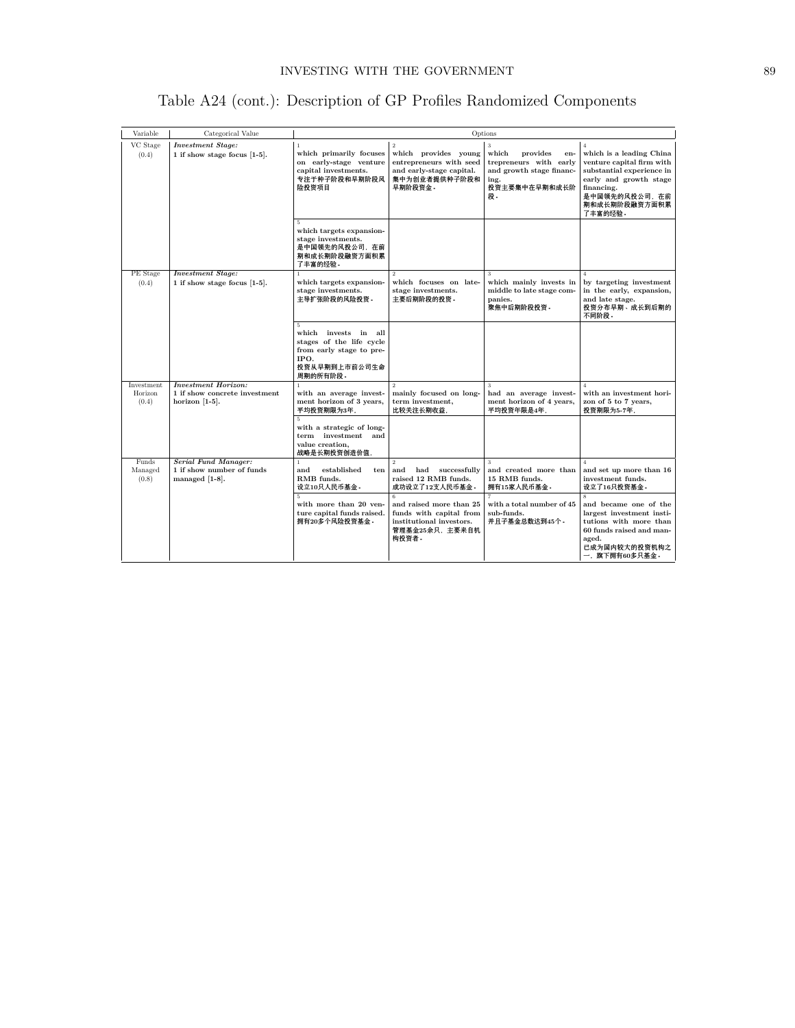# Table A24 (cont.): Description of GP Profiles Randomized Components

| Variable | Categorical Value | Options | | | |
|---|---|---|---|---|---|
| VC Stage (0.4) | ***Investment Stage:*** **1 if show stage focus [1-5].** | 1 **which primarily focuses on early-stage venture capital investments. 专注于种子阶段和早期阶段风险投资项目** | 2 **which provides young entrepreneurs with seed and early-stage capital. 集中为创业者提供种子阶段和早期阶段资金。** | 3 **which provides entrepreneurs with early and growth stage financing. 投资主要集中在早期和成长阶段。** | 4 **which is a leading China venture capital firm with substantial experience in early and growth stage financing. 是中国领先的风投公司，在前期和成长期阶段融资方面积累了丰富的经验。** |
| | | 5 **which targets expansion-stage investments. 是中国领先的风投公司，在前期和成长期阶段融资方面积累了丰富的经验。** | | | |
| PE Stage (0.4) | ***Investment Stage:*** **1 if show stage focus [1-5].** | 1 **which targets expansion-stage investments. 主导扩张阶段的风险投资。** | 2 **which focuses on late-stage investments. 主要后期阶段的投资。** | 3 **which mainly invests in middle to late stage companies. 聚焦中后期阶段投资。** | 4 **by targeting investment in the early, expansion, and late stage. 投资分布早期、成长到后期的不同阶段。** |
| | | 5 **which invests in all stages of the life cycle from early stage to pre-IPO. 投资从早期到上市前公司生命周期的所有阶段。** | | | |
| Investment Horizon (0.4) | ***Investment Horizon:*** **1 if show concrete investment horizon [1-5].** | 1 **with an average investment horizon of 3 years, 平均投资期限为3年,** | 2 **mainly focused on long-term investment, 比较关注长期收益,** | 3 **had an average investment horizon of 4 years, 平均投资年限是4年,** | 4 **with an investment horizon of 5 to 7 years, 投资期限为5-7年,** |
| | | 5 **with a strategic of long-term investment and value creation, 战略是长期投资创造价值,** | | | |
| Funds Managed (0.8) | ***Serial Fund Manager:*** **1 if show number of funds managed [1-8].** | 1 **and established ten RMB funds. 设立10只人民币基金。** | 2 **and had successfully raised 12 RMB funds. 成功设立了12支人民币基金。** | 3 **and created more than 15 RMB funds. 拥有15家人民币基金。** | 4 **and set up more than 16 investment funds. 设立了16只投资基金。** |
| | | 5 **with more than 20 venture capital funds raised. 拥有20多个风险投资基金。** | 6 **and raised more than 25 funds with capital from institutional investors. 管理基金25余只，主要来自机构投资者。** | 7 **with a total number of 45 sub-funds. 并且子基金总数达到45个。** | 8 **and became one of the largest investment institutions with more than 60 funds raised and managed. 已成为国内较大的投资机构之一，旗下拥有60多只基金。** |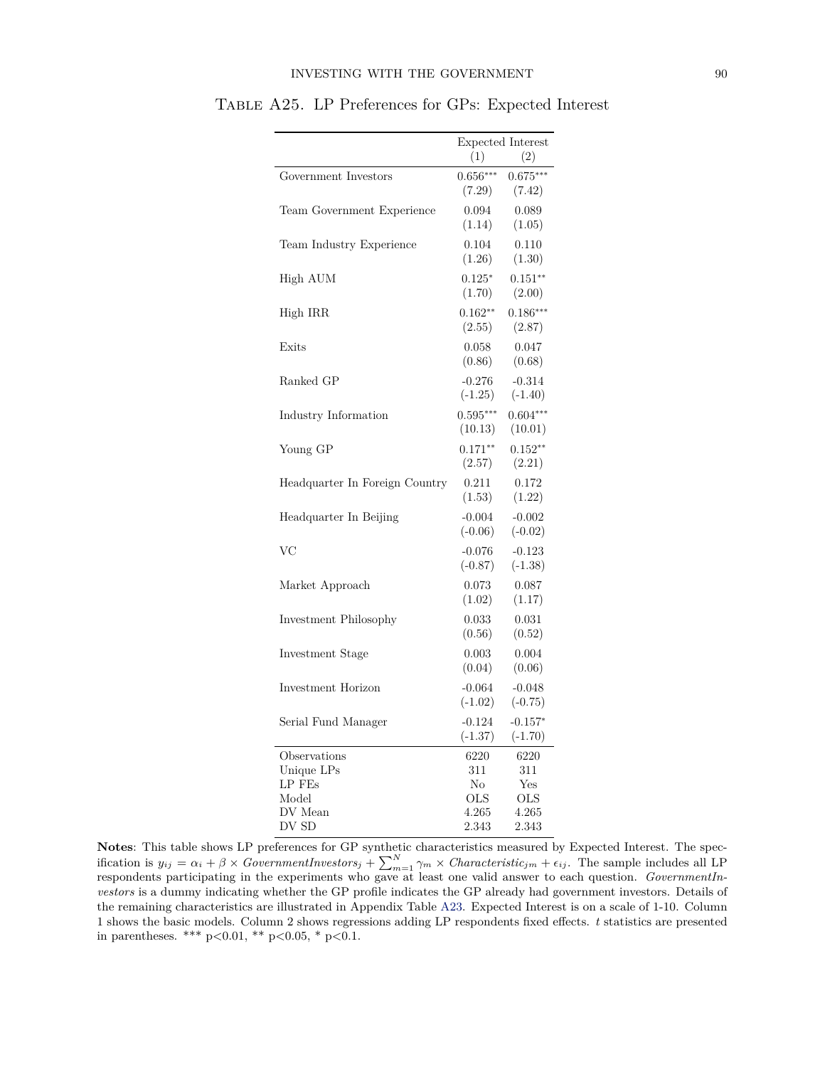# Table A25. LP Preferences for GPs: Expected Interest

| | Expected Interest | |
|---|---|---|
| | (1) | (2) |
| Government Investors | 0.656*** | 0.675*** |
| | (7.29) | (7.42) |
| Team Government Experience | 0.094 | 0.089 |
| | (1.14) | (1.05) |
| Team Industry Experience | 0.104 | 0.110 |
| | (1.26) | (1.30) |
| High AUM | 0.125* | 0.151** |
| | (1.70) | (2.00) |
| High IRR | 0.162** | 0.186*** |
| | (2.55) | (2.87) |
| Exits | 0.058 | 0.047 |
| | (0.86) | (0.68) |
| Ranked GP | -0.276 | -0.314 |
| | (-1.25) | (-1.40) |
| Industry Information | 0.595*** | 0.604*** |
| | (10.13) | (10.01) |
| Young GP | 0.171** | 0.152** |
| | (2.57) | (2.21) |
| Headquarter In Foreign Country | 0.211 | 0.172 |
| | (1.53) | (1.22) |
| Headquarter In Beijing | -0.004 | -0.002 |
| | (-0.06) | (-0.02) |
| VC | -0.076 | -0.123 |
| | (-0.87) | (-1.38) |
| Market Approach | 0.073 | 0.087 |
| | (1.02) | (1.17) |
| Investment Philosophy | 0.033 | 0.031 |
| | (0.56) | (0.52) |
| Investment Stage | 0.003 | 0.004 |
| | (0.04) | (0.06) |
| Investment Horizon | -0.064 | -0.048 |
| | (-1.02) | (-0.75) |
| Serial Fund Manager | -0.124 | -0.157* |
| | (-1.37) | (-1.70) |
| Observations | 6220 | 6220 |
| Unique LPs | 311 | 311 |
| LP FEs | No | Yes |
| Model | OLS | OLS |
| DV Mean | 4.265 | 4.265 |
| DV SD | 2.343 | 2.343 |

**Notes**: This table shows LP preferences for GP synthetic characteristics measured by Expected Interest. The specification is $y_{ij} = \alpha_i + \beta \times GovernmentInvestors_j + \sum_{m=1}^{N} \gamma_m \times Characteristic_{jm} + \epsilon_{ij}$. The sample includes all LP respondents participating in the experiments who gave at least one valid answer to each question. *GovernmentInvestors* is a dummy indicating whether the GP profile indicates the GP already had government investors. Details of the remaining characteristics are illustrated in Appendix Table A23. Expected Interest is on a scale of 1-10. Column 1 shows the basic models. Column 2 shows regressions adding LP respondents fixed effects. $t$ statistics are presented in parentheses. *** p<0.01, ** p<0.05, * p<0.1.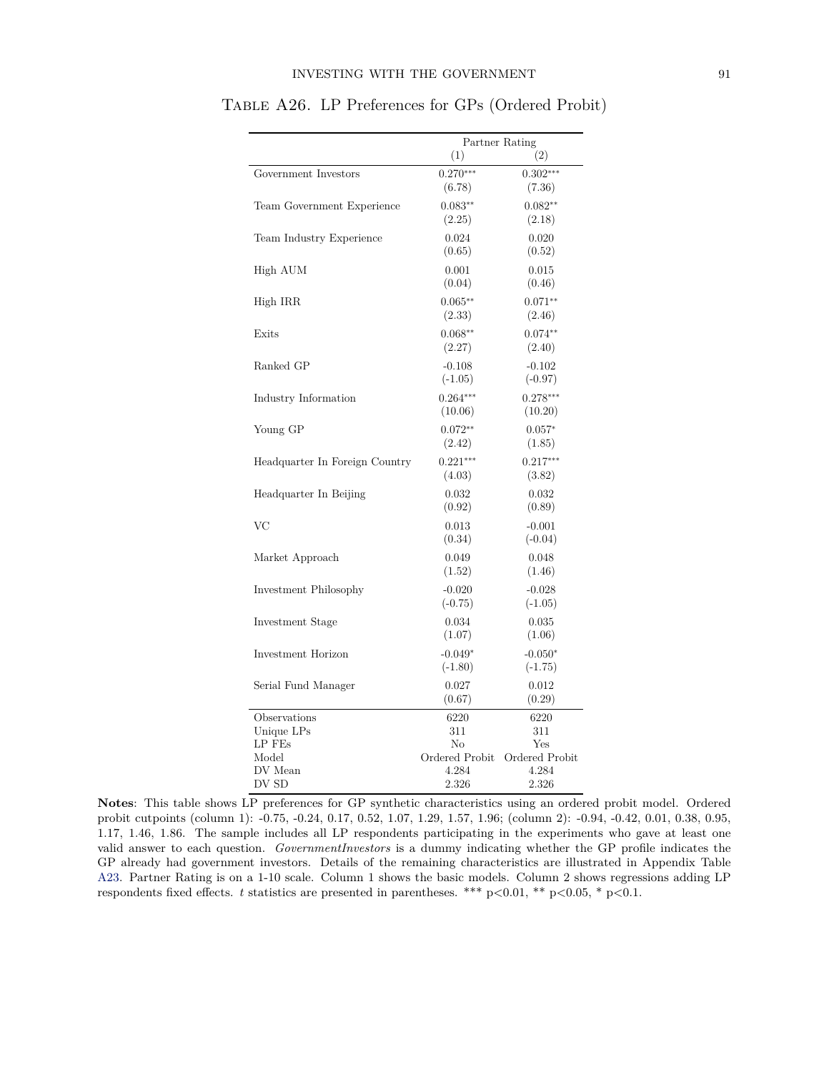Table A26. LP Preferences for GPs (Ordered Probit)

| | Partner Rating | |
|---|---|---|
| | (1) | (2) |
| Government Investors | 0.270*** | 0.302*** |
| | (6.78) | (7.36) |
| Team Government Experience | 0.083** | 0.082** |
| | (2.25) | (2.18) |
| Team Industry Experience | 0.024 | 0.020 |
| | (0.65) | (0.52) |
| High AUM | 0.001 | 0.015 |
| | (0.04) | (0.46) |
| High IRR | 0.065** | 0.071** |
| | (2.33) | (2.46) |
| Exits | 0.068** | 0.074** |
| | (2.27) | (2.40) |
| Ranked GP | -0.108 | -0.102 |
| | (-1.05) | (-0.97) |
| Industry Information | 0.264*** | 0.278*** |
| | (10.06) | (10.20) |
| Young GP | 0.072** | 0.057* |
| | (2.42) | (1.85) |
| Headquarter In Foreign Country | 0.221*** | 0.217*** |
| | (4.03) | (3.82) |
| Headquarter In Beijing | 0.032 | 0.032 |
| | (0.92) | (0.89) |
| VC | 0.013 | -0.001 |
| | (0.34) | (-0.04) |
| Market Approach | 0.049 | 0.048 |
| | (1.52) | (1.46) |
| Investment Philosophy | -0.020 | -0.028 |
| | (-0.75) | (-1.05) |
| Investment Stage | 0.034 | 0.035 |
| | (1.07) | (1.06) |
| Investment Horizon | -0.049* | -0.050* |
| | (-1.80) | (-1.75) |
| Serial Fund Manager | 0.027 | 0.012 |
| | (0.67) | (0.29) |
| Observations | 6220 | 6220 |
| Unique LPs | 311 | 311 |
| LP FEs | No | Yes |
| Model | Ordered Probit | Ordered Probit |
| DV Mean | 4.284 | 4.284 |
| DV SD | 2.326 | 2.326 |

**Notes**: This table shows LP preferences for GP synthetic characteristics using an ordered probit model. Ordered probit cutpoints (column 1): -0.75, -0.24, 0.17, 0.52, 1.07, 1.29, 1.57, 1.96; (column 2): -0.94, -0.42, 0.01, 0.38, 0.95, 1.17, 1.46, 1.86. The sample includes all LP respondents participating in the experiments who gave at least one valid answer to each question. *GovernmentInvestors* is a dummy indicating whether the GP profile indicates the GP already had government investors. Details of the remaining characteristics are illustrated in Appendix Table A23. Partner Rating is on a 1-10 scale. Column 1 shows the basic models. Column 2 shows regressions adding LP respondents fixed effects. *t* statistics are presented in parentheses. *** p<0.01, ** p<0.05, * p<0.1.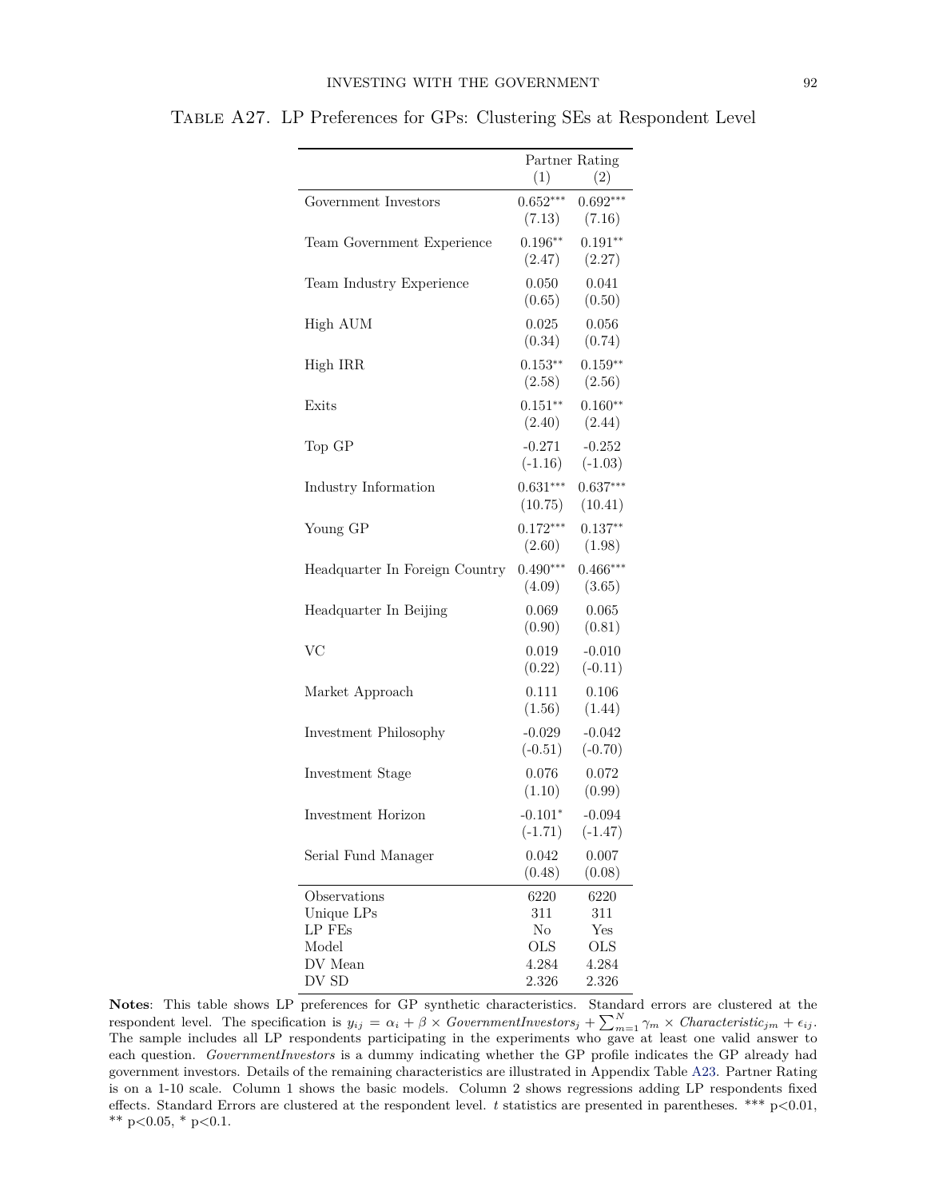Table A27. LP Preferences for GPs: Clustering SEs at Respondent Level

| | Partner Rating | |
|---|---|---|
| | (1) | (2) |
| Government Investors | 0.652*** | 0.692*** |
| | (7.13) | (7.16) |
| Team Government Experience | 0.196** | 0.191** |
| | (2.47) | (2.27) |
| Team Industry Experience | 0.050 | 0.041 |
| | (0.65) | (0.50) |
| High AUM | 0.025 | 0.056 |
| | (0.34) | (0.74) |
| High IRR | 0.153** | 0.159** |
| | (2.58) | (2.56) |
| Exits | 0.151** | 0.160** |
| | (2.40) | (2.44) |
| Top GP | -0.271 | -0.252 |
| | (-1.16) | (-1.03) |
| Industry Information | 0.631*** | 0.637*** |
| | (10.75) | (10.41) |
| Young GP | 0.172*** | 0.137** |
| | (2.60) | (1.98) |
| Headquarter In Foreign Country | 0.490*** | 0.466*** |
| | (4.09) | (3.65) |
| Headquarter In Beijing | 0.069 | 0.065 |
| | (0.90) | (0.81) |
| VC | 0.019 | -0.010 |
| | (0.22) | (-0.11) |
| Market Approach | 0.111 | 0.106 |
| | (1.56) | (1.44) |
| Investment Philosophy | -0.029 | -0.042 |
| | (-0.51) | (-0.70) |
| Investment Stage | 0.076 | 0.072 |
| | (1.10) | (0.99) |
| Investment Horizon | -0.101* | -0.094 |
| | (-1.71) | (-1.47) |
| Serial Fund Manager | 0.042 | 0.007 |
| | (0.48) | (0.08) |
| Observations | 6220 | 6220 |
| Unique LPs | 311 | 311 |
| LP FEs | No | Yes |
| Model | OLS | OLS |
| DV Mean | 4.284 | 4.284 |
| DV SD | 2.326 | 2.326 |

**Notes**: This table shows LP preferences for GP synthetic characteristics. Standard errors are clustered at the respondent level. The specification is $y_{ij} = \alpha_i + \beta \times GovernmentInvestors_j + \sum_{m=1}^{N} \gamma_m \times Characteristic_{jm} + \epsilon_{ij}$. The sample includes all LP respondents participating in the experiments who gave at least one valid answer to each question. *GovernmentInvestors* is a dummy indicating whether the GP profile indicates the GP already had government investors. Details of the remaining characteristics are illustrated in Appendix Table A23. Partner Rating is on a 1-10 scale. Column 1 shows the basic models. Column 2 shows regressions adding LP respondents fixed effects. Standard Errors are clustered at the respondent level. $t$ statistics are presented in parentheses. *** p<0.01, ** p<0.05, * p<0.1.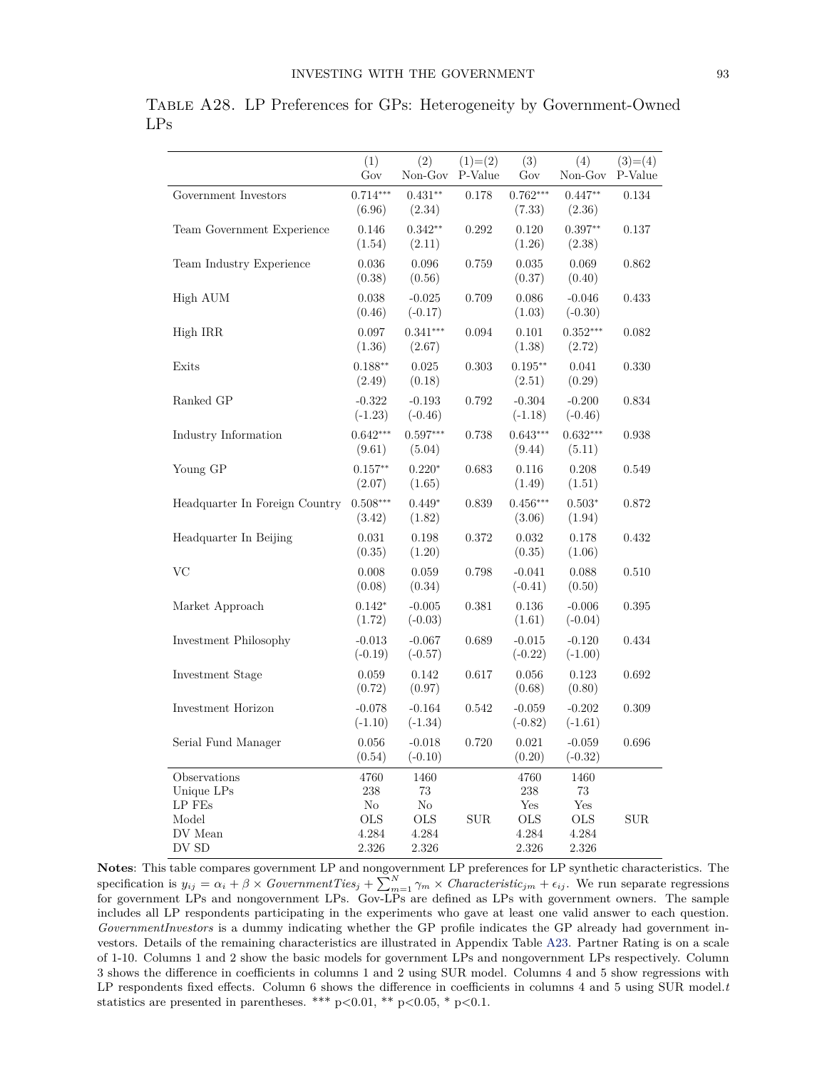Table A28. LP Preferences for GPs: Heterogeneity by Government-Owned LPs

| | (1) Gov | (2) Non-Gov | (1)=(2) P-Value | (3) Gov | (4) Non-Gov | (3)=(4) P-Value |
|---|---|---|---|---|---|---|
| Government Investors | 0.714*** | 0.431** | 0.178 | 0.762*** | 0.447** | 0.134 |
| | (6.96) | (2.34) | | (7.33) | (2.36) | |
| Team Government Experience | 0.146 | 0.342** | 0.292 | 0.120 | 0.397** | 0.137 |
| | (1.54) | (2.11) | | (1.26) | (2.38) | |
| Team Industry Experience | 0.036 | 0.096 | 0.759 | 0.035 | 0.069 | 0.862 |
| | (0.38) | (0.56) | | (0.37) | (0.40) | |
| High AUM | 0.038 | -0.025 | 0.709 | 0.086 | -0.046 | 0.433 |
| | (0.46) | (-0.17) | | (1.03) | (-0.30) | |
| High IRR | 0.097 | 0.341*** | 0.094 | 0.101 | 0.352*** | 0.082 |
| | (1.36) | (2.67) | | (1.38) | (2.72) | |
| Exits | 0.188** | 0.025 | 0.303 | 0.195** | 0.041 | 0.330 |
| | (2.49) | (0.18) | | (2.51) | (0.29) | |
| Ranked GP | -0.322 | -0.193 | 0.792 | -0.304 | -0.200 | 0.834 |
| | (-1.23) | (-0.46) | | (-1.18) | (-0.46) | |
| Industry Information | 0.642*** | 0.597*** | 0.738 | 0.643*** | 0.632*** | 0.938 |
| | (9.61) | (5.04) | | (9.44) | (5.11) | |
| Young GP | 0.157** | 0.220* | 0.683 | 0.116 | 0.208 | 0.549 |
| | (2.07) | (1.65) | | (1.49) | (1.51) | |
| Headquarter In Foreign Country | 0.508*** | 0.449* | 0.839 | 0.456*** | 0.503* | 0.872 |
| | (3.42) | (1.82) | | (3.06) | (1.94) | |
| Headquarter In Beijing | 0.031 | 0.198 | 0.372 | 0.032 | 0.178 | 0.432 |
| | (0.35) | (1.20) | | (0.35) | (1.06) | |
| VC | 0.008 | 0.059 | 0.798 | -0.041 | 0.088 | 0.510 |
| | (0.08) | (0.34) | | (-0.41) | (0.50) | |
| Market Approach | 0.142* | -0.005 | 0.381 | 0.136 | -0.006 | 0.395 |
| | (1.72) | (-0.03) | | (1.61) | (-0.04) | |
| Investment Philosophy | -0.013 | -0.067 | 0.689 | -0.015 | -0.120 | 0.434 |
| | (-0.19) | (-0.57) | | (-0.22) | (-1.00) | |
| Investment Stage | 0.059 | 0.142 | 0.617 | 0.056 | 0.123 | 0.692 |
| | (0.72) | (0.97) | | (0.68) | (0.80) | |
| Investment Horizon | -0.078 | -0.164 | 0.542 | -0.059 | -0.202 | 0.309 |
| | (-1.10) | (-1.34) | | (-0.82) | (-1.61) | |
| Serial Fund Manager | 0.056 | -0.018 | 0.720 | 0.021 | -0.059 | 0.696 |
| | (0.54) | (-0.10) | | (0.20) | (-0.32) | |
| Observations | 4760 | 1460 | | 4760 | 1460 | |
| Unique LPs | 238 | 73 | | 238 | 73 | |
| LP FEs | No | No | | Yes | Yes | |
| Model | OLS | OLS | SUR | OLS | OLS | SUR |
| DV Mean | 4.284 | 4.284 | | 4.284 | 4.284 | |
| DV SD | 2.326 | 2.326 | | 2.326 | 2.326 | |

**Notes**: This table compares government LP and nongovernment LP preferences for LP synthetic characteristics. The specification is $y_{ij} = \alpha_i + \beta \times GovernmentTies_j + \sum_{m=1}^{N} \gamma_m \times Characteristic_{jm} + \epsilon_{ij}$. We run separate regressions for government LPs and nongovernment LPs. Gov-LPs are defined as LPs with government owners. The sample includes all LP respondents participating in the experiments who gave at least one valid answer to each question. *GovernmentInvestors* is a dummy indicating whether the GP profile indicates the GP already had government investors. Details of the remaining characteristics are illustrated in Appendix Table A23. Partner Rating is on a scale of 1-10. Columns 1 and 2 show the basic models for government LPs and nongovernment LPs respectively. Column 3 shows the difference in coefficients in columns 1 and 2 using SUR model. Columns 4 and 5 show regressions with LP respondents fixed effects. Column 6 shows the difference in coefficients in columns 4 and 5 using SUR model.$t$ statistics are presented in parentheses. *** p<0.01, ** p<0.05, * p<0.1.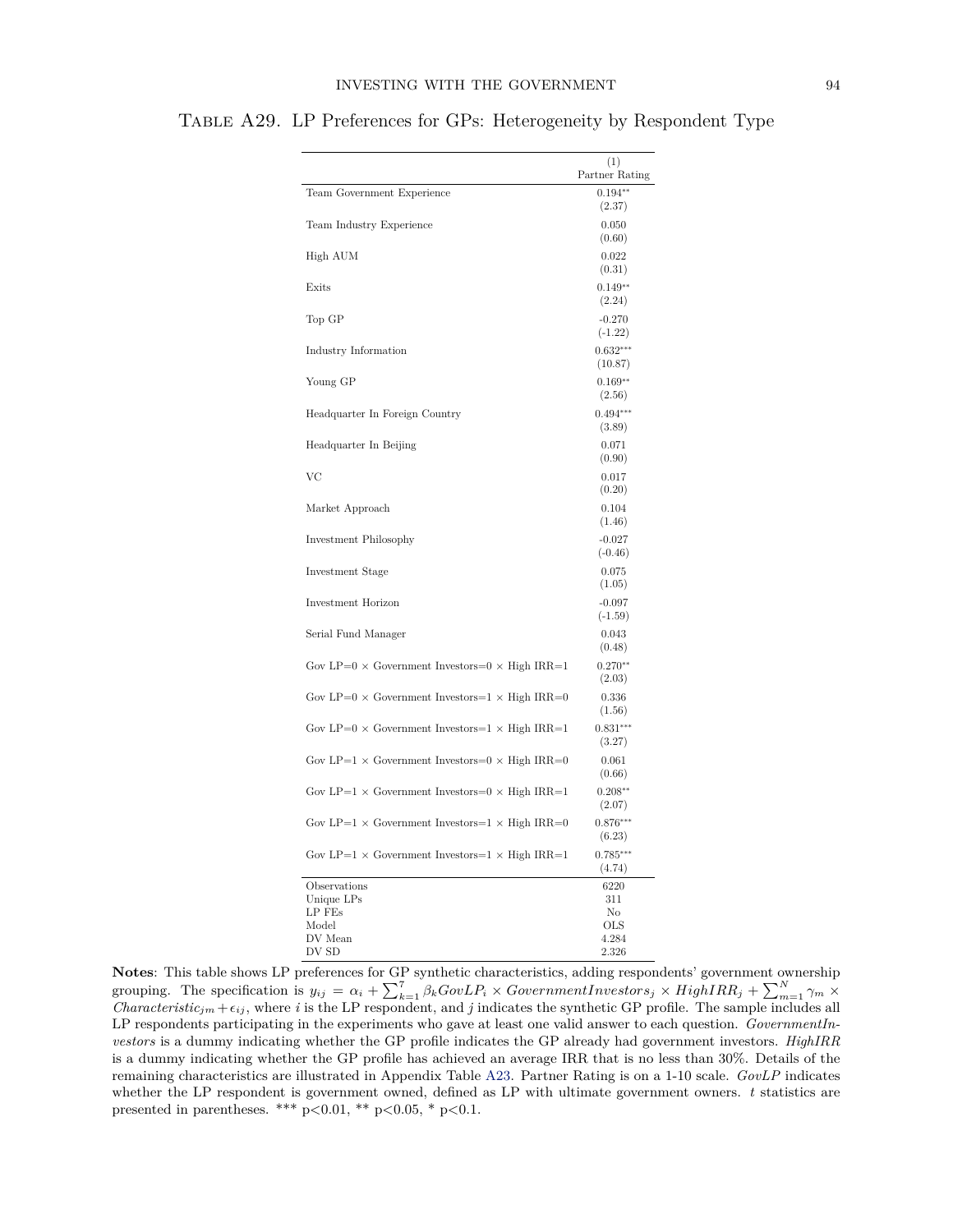## Table A29. LP Preferences for GPs: Heterogeneity by Respondent Type

| | (1) Partner Rating |
|---|---|
| Team Government Experience | 0.194** |
| | (2.37) |
| Team Industry Experience | 0.050 |
| | (0.60) |
| High AUM | 0.022 |
| | (0.31) |
| Exits | 0.149** |
| | (2.24) |
| Top GP | -0.270 |
| | (-1.22) |
| Industry Information | 0.632*** |
| | (10.87) |
| Young GP | 0.169** |
| | (2.56) |
| Headquarter In Foreign Country | 0.494*** |
| | (3.89) |
| Headquarter In Beijing | 0.071 |
| | (0.90) |
| VC | 0.017 |
| | (0.20) |
| Market Approach | 0.104 |
| | (1.46) |
| Investment Philosophy | -0.027 |
| | (-0.46) |
| Investment Stage | 0.075 |
| | (1.05) |
| Investment Horizon | -0.097 |
| | (-1.59) |
| Serial Fund Manager | 0.043 |
| | (0.48) |
| Gov LP=0 × Government Investors=0 × High IRR=1 | 0.270** |
| | (2.03) |
| Gov LP=0 × Government Investors=1 × High IRR=0 | 0.336 |
| | (1.56) |
| Gov LP=0 × Government Investors=1 × High IRR=1 | 0.831*** |
| | (3.27) |
| Gov LP=1 × Government Investors=0 × High IRR=0 | 0.061 |
| | (0.66) |
| Gov LP=1 × Government Investors=0 × High IRR=1 | 0.208** |
| | (2.07) |
| Gov LP=1 × Government Investors=1 × High IRR=0 | 0.876*** |
| | (6.23) |
| Gov LP=1 × Government Investors=1 × High IRR=1 | 0.785*** |
| | (4.74) |
| Observations | 6220 |
| Unique LPs | 311 |
| LP FEs | No |
| Model | OLS |
| DV Mean | 4.284 |
| DV SD | 2.326 |

**Notes**: This table shows LP preferences for GP synthetic characteristics, adding respondents' government ownership grouping. The specification is $y_{ij} = \alpha_i + \sum_{k=1}^{7} \beta_k GovLP_i \times GovernmentInvestors_j \times HighIRR_j + \sum_{m=1}^{N} \gamma_m \times Characteristic_{jm} + \epsilon_{ij}$, where $i$ is the LP respondent, and $j$ indicates the synthetic GP profile. The sample includes all LP respondents participating in the experiments who gave at least one valid answer to each question. *GovernmentInvestors* is a dummy indicating whether the GP profile indicates the GP already had government investors. *HighIRR* is a dummy indicating whether the GP profile has achieved an average IRR that is no less than 30%. Details of the remaining characteristics are illustrated in Appendix Table A23. Partner Rating is on a 1-10 scale. *GovLP* indicates whether the LP respondent is government owned, defined as LP with ultimate government owners. $t$ statistics are presented in parentheses. *** p<0.01, ** p<0.05, * p<0.1.